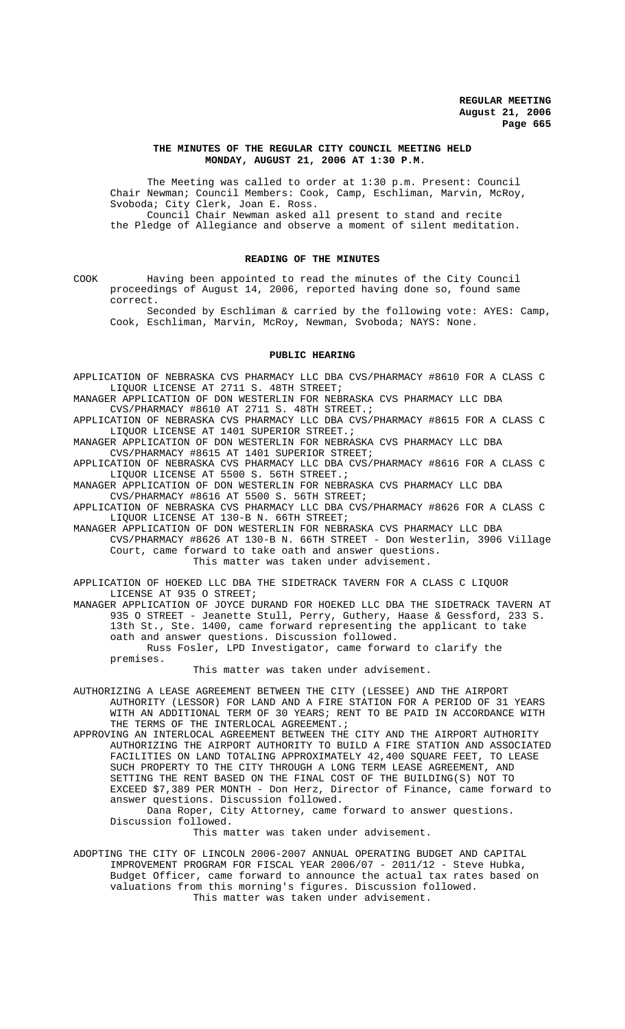**THE MINUTES OF THE REGULAR CITY COUNCIL MEETING HELD MONDAY, AUGUST 21, 2006 AT 1:30 P.M.**

The Meeting was called to order at 1:30 p.m. Present: Council Chair Newman; Council Members: Cook, Camp, Eschliman, Marvin, McRoy, Svoboda; City Clerk, Joan E. Ross.

Council Chair Newman asked all present to stand and recite the Pledge of Allegiance and observe a moment of silent meditation.

## READING OF THE MINUTES

COOK Having been appointed to read the minutes of the City Council proceedings of August 14, 2006, reported having done so, found same correct.

Seconded by Eschliman & carried by the following vote: AYES: Camp, Cook, Eschliman, Marvin, McRoy, Newman, Svoboda; NAYS: None.

## PUBLIC HEARING

APPLICATION OF NEBRASKA CVS PHARMACY LLC DBA CVS/PHARMACY #8610 FOR A CLASS C LIQUOR LICENSE AT 2711 S. 48TH STREET;

MANAGER APPLICATION OF DON WESTERLIN FOR NEBRASKA CVS PHARMACY LLC DBA CVS/PHARMACY #8610 AT 2711 S. 48TH STREET.;

APPLICATION OF NEBRASKA CVS PHARMACY LLC DBA CVS/PHARMACY #8615 FOR A CLASS C LIQUOR LICENSE AT 1401 SUPERIOR STREET.;

MANAGER APPLICATION OF DON WESTERLIN FOR NEBRASKA CVS PHARMACY LLC DBA CVS/PHARMACY #8615 AT 1401 SUPERIOR STREET;

APPLICATION OF NEBRASKA CVS PHARMACY LLC DBA CVS/PHARMACY #8616 FOR A CLASS C LIQUOR LICENSE AT 5500 S. 56TH STREET.;

MANAGER APPLICATION OF DON WESTERLIN FOR NEBRASKA CVS PHARMACY LLC DBA CVS/PHARMACY #8616 AT 5500 S. 56TH STREET;

APPLICATION OF NEBRASKA CVS PHARMACY LLC DBA CVS/PHARMACY #8626 FOR A CLASS C LIQUOR LICENSE AT 130-B N. 66TH STREET;

MANAGER APPLICATION OF DON WESTERLIN FOR NEBRASKA CVS PHARMACY LLC DBA CVS/PHARMACY #8626 AT 130-B N. 66TH STREET - Don Westerlin, 3906 Village Court, came forward to take oath and answer questions.

This matter was taken under advisement.

APPLICATION OF HOEKED LLC DBA THE SIDETRACK TAVERN FOR A CLASS C LIQUOR LICENSE AT 935 O STREET;

MANAGER APPLICATION OF JOYCE DURAND FOR HOEKED LLC DBA THE SIDETRACK TAVERN AT 935 O STREET - Jeanette Stull, Perry, Guthery, Haase & Gessford, 233 S. 13th St., Ste. 1400, came forward representing the applicant to take oath and answer questions. Discussion followed.

Russ Fosler, LPD Investigator, came forward to clarify the premises.

This matter was taken under advisement.

AUTHORIZING A LEASE AGREEMENT BETWEEN THE CITY (LESSEE) AND THE AIRPORT AUTHORITY (LESSOR) FOR LAND AND A FIRE STATION FOR A PERIOD OF 31 YEARS WITH AN ADDITIONAL TERM OF 30 YEARS; RENT TO BE PAID IN ACCORDANCE WITH THE TERMS OF THE INTERLOCAL AGREEMENT.;

APPROVING AN INTERLOCAL AGREEMENT BETWEEN THE CITY AND THE AIRPORT AUTHORITY AUTHORIZING THE AIRPORT AUTHORITY TO BUILD A FIRE STATION AND ASSOCIATED FACILITIES ON LAND TOTALING APPROXIMATELY 42,400 SQUARE FEET, TO LEASE SUCH PROPERTY TO THE CITY THROUGH A LONG TERM LEASE AGREEMENT, AND SETTING THE RENT BASED ON THE FINAL COST OF THE BUILDING(S) NOT TO EXCEED $7,389 PER MONTH - Don Herz, Director of Finance, came forward to answer questions. Discussion followed.

Dana Roper, City Attorney, came forward to answer questions. Discussion followed.

This matter was taken under advisement.

ADOPTING THE CITY OF LINCOLN 2006-2007 ANNUAL OPERATING BUDGET AND CAPITAL IMPROVEMENT PROGRAM FOR FISCAL YEAR 2006/07 - 2011/12 - Steve Hubka, Budget Officer, came forward to announce the actual tax rates based on valuations from this morning's figures. Discussion followed.

This matter was taken under advisement.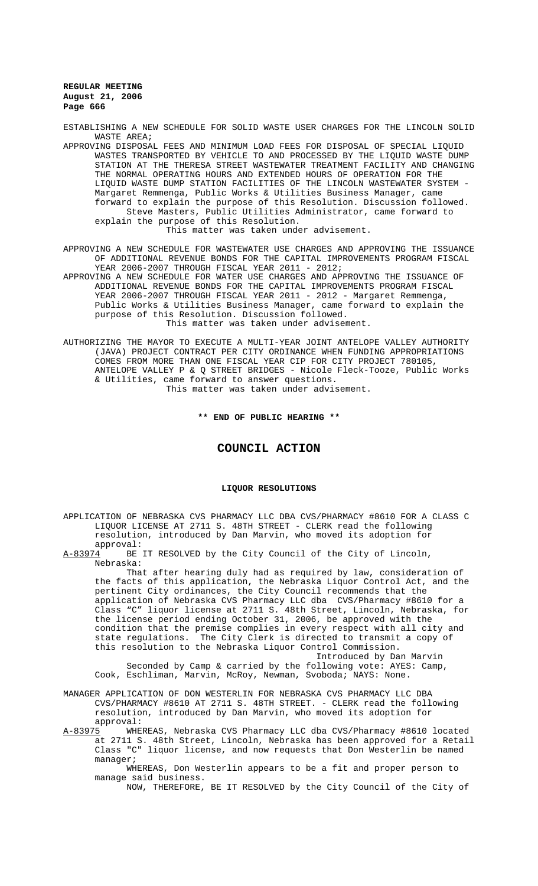ESTABLISHING A NEW SCHEDULE FOR SOLID WASTE USER CHARGES FOR THE LINCOLN SOLID WASTE AREA;

APPROVING DISPOSAL FEES AND MINIMUM LOAD FEES FOR DISPOSAL OF SPECIAL LIQUID WASTES TRANSPORTED BY VEHICLE TO AND PROCESSED BY THE LIQUID WASTE DUMP STATION AT THE THERESA STREET WASTEWATER TREATMENT FACILITY AND CHANGING THE NORMAL OPERATING HOURS AND EXTENDED HOURS OF OPERATION FOR THE LIQUID WASTE DUMP STATION FACILITIES OF THE LINCOLN WASTEWATER SYSTEM - Margaret Remmenga, Public Works & Utilities Business Manager, came forward to explain the purpose of this Resolution. Discussion followed. Steve Masters, Public Utilities Administrator, came forward to explain the purpose of this Resolution.
This matter was taken under advisement.

APPROVING A NEW SCHEDULE FOR WASTEWATER USE CHARGES AND APPROVING THE ISSUANCE OF ADDITIONAL REVENUE BONDS FOR THE CAPITAL IMPROVEMENTS PROGRAM FISCAL YEAR 2006-2007 THROUGH FISCAL YEAR 2011 - 2012;

APPROVING A NEW SCHEDULE FOR WATER USE CHARGES AND APPROVING THE ISSUANCE OF ADDITIONAL REVENUE BONDS FOR THE CAPITAL IMPROVEMENTS PROGRAM FISCAL YEAR 2006-2007 THROUGH FISCAL YEAR 2011 - 2012 - Margaret Remmenga, Public Works & Utilities Business Manager, came forward to explain the purpose of this Resolution. Discussion followed.
This matter was taken under advisement.

AUTHORIZING THE MAYOR TO EXECUTE A MULTI-YEAR JOINT ANTELOPE VALLEY AUTHORITY (JAVA) PROJECT CONTRACT PER CITY ORDINANCE WHEN FUNDING APPROPRIATIONS COMES FROM MORE THAN ONE FISCAL YEAR CIP FOR CITY PROJECT 780105, ANTELOPE VALLEY P & Q STREET BRIDGES - Nicole Fleck-Tooze, Public Works & Utilities, came forward to answer questions.
This matter was taken under advisement.

**\*\* END OF PUBLIC HEARING \*\***

# COUNCIL ACTION

## LIQUOR RESOLUTIONS

APPLICATION OF NEBRASKA CVS PHARMACY LLC DBA CVS/PHARMACY #8610 FOR A CLASS C LIQUOR LICENSE AT 2711 S. 48TH STREET - CLERK read the following resolution, introduced by Dan Marvin, who moved its adoption for approval:

A-83974 BE IT RESOLVED by the City Council of the City of Lincoln, Nebraska:

That after hearing duly had as required by law, consideration of the facts of this application, the Nebraska Liquor Control Act, and the pertinent City ordinances, the City Council recommends that the application of Nebraska CVS Pharmacy LLC dba CVS/Pharmacy #8610 for a Class "C" liquor license at 2711 S. 48th Street, Lincoln, Nebraska, for the license period ending October 31, 2006, be approved with the condition that the premise complies in every respect with all city and state regulations. The City Clerk is directed to transmit a copy of this resolution to the Nebraska Liquor Control Commission.

Introduced by Dan Marvin

Seconded by Camp & carried by the following vote: AYES: Camp, Cook, Eschliman, Marvin, McRoy, Newman, Svoboda; NAYS: None.

MANAGER APPLICATION OF DON WESTERLIN FOR NEBRASKA CVS PHARMACY LLC DBA CVS/PHARMACY #8610 AT 2711 S. 48TH STREET. - CLERK read the following resolution, introduced by Dan Marvin, who moved its adoption for approval:

A-83975 WHEREAS, Nebraska CVS Pharmacy LLC dba CVS/Pharmacy #8610 located at 2711 S. 48th Street, Lincoln, Nebraska has been approved for a Retail Class "C" liquor license, and now requests that Don Westerlin be named manager;

WHEREAS, Don Westerlin appears to be a fit and proper person to manage said business.

NOW, THEREFORE, BE IT RESOLVED by the City Council of the City of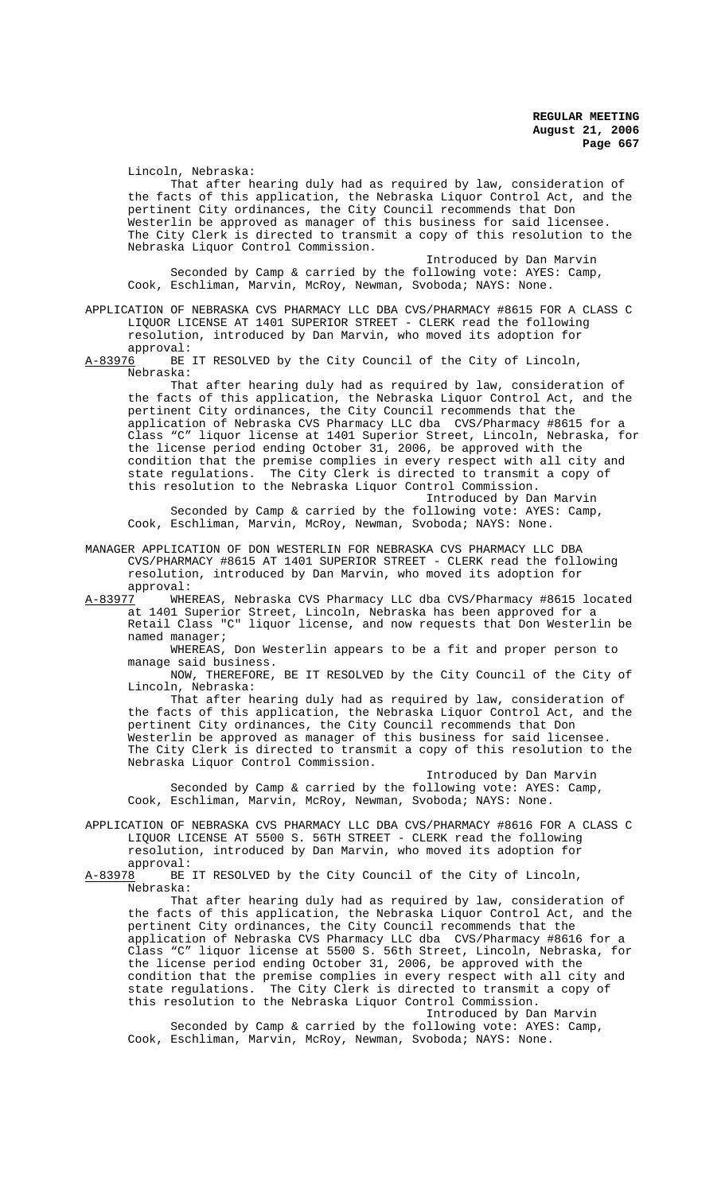Lincoln, Nebraska:

That after hearing duly had as required by law, consideration of the facts of this application, the Nebraska Liquor Control Act, and the pertinent City ordinances, the City Council recommends that Don Westerlin be approved as manager of this business for said licensee. The City Clerk is directed to transmit a copy of this resolution to the Nebraska Liquor Control Commission.

Introduced by Dan Marvin

Seconded by Camp & carried by the following vote: AYES: Camp, Cook, Eschliman, Marvin, McRoy, Newman, Svoboda; NAYS: None.

APPLICATION OF NEBRASKA CVS PHARMACY LLC DBA CVS/PHARMACY #8615 FOR A CLASS C LIQUOR LICENSE AT 1401 SUPERIOR STREET - CLERK read the following resolution, introduced by Dan Marvin, who moved its adoption for approval:

A-83976 BE IT RESOLVED by the City Council of the City of Lincoln, Nebraska:

That after hearing duly had as required by law, consideration of the facts of this application, the Nebraska Liquor Control Act, and the pertinent City ordinances, the City Council recommends that the application of Nebraska CVS Pharmacy LLC dba CVS/Pharmacy #8615 for a Class "C" liquor license at 1401 Superior Street, Lincoln, Nebraska, for the license period ending October 31, 2006, be approved with the condition that the premise complies in every respect with all city and state regulations. The City Clerk is directed to transmit a copy of this resolution to the Nebraska Liquor Control Commission.

Introduced by Dan Marvin

Seconded by Camp & carried by the following vote: AYES: Camp, Cook, Eschliman, Marvin, McRoy, Newman, Svoboda; NAYS: None.

MANAGER APPLICATION OF DON WESTERLIN FOR NEBRASKA CVS PHARMACY LLC DBA CVS/PHARMACY #8615 AT 1401 SUPERIOR STREET - CLERK read the following resolution, introduced by Dan Marvin, who moved its adoption for approval:

A-83977 WHEREAS, Nebraska CVS Pharmacy LLC dba CVS/Pharmacy #8615 located at 1401 Superior Street, Lincoln, Nebraska has been approved for a Retail Class "C" liquor license, and now requests that Don Westerlin be named manager;

WHEREAS, Don Westerlin appears to be a fit and proper person to manage said business.

NOW, THEREFORE, BE IT RESOLVED by the City Council of the City of Lincoln, Nebraska:

That after hearing duly had as required by law, consideration of the facts of this application, the Nebraska Liquor Control Act, and the pertinent City ordinances, the City Council recommends that Don Westerlin be approved as manager of this business for said licensee. The City Clerk is directed to transmit a copy of this resolution to the Nebraska Liquor Control Commission.

Introduced by Dan Marvin

Seconded by Camp & carried by the following vote: AYES: Camp, Cook, Eschliman, Marvin, McRoy, Newman, Svoboda; NAYS: None.

APPLICATION OF NEBRASKA CVS PHARMACY LLC DBA CVS/PHARMACY #8616 FOR A CLASS C LIQUOR LICENSE AT 5500 S. 56TH STREET - CLERK read the following resolution, introduced by Dan Marvin, who moved its adoption for approval:

A-83978 BE IT RESOLVED by the City Council of the City of Lincoln, Nebraska:

That after hearing duly had as required by law, consideration of the facts of this application, the Nebraska Liquor Control Act, and the pertinent City ordinances, the City Council recommends that the application of Nebraska CVS Pharmacy LLC dba CVS/Pharmacy #8616 for a Class "C" liquor license at 5500 S. 56th Street, Lincoln, Nebraska, for the license period ending October 31, 2006, be approved with the condition that the premise complies in every respect with all city and state regulations. The City Clerk is directed to transmit a copy of this resolution to the Nebraska Liquor Control Commission.

Introduced by Dan Marvin

Seconded by Camp & carried by the following vote: AYES: Camp, Cook, Eschliman, Marvin, McRoy, Newman, Svoboda; NAYS: None.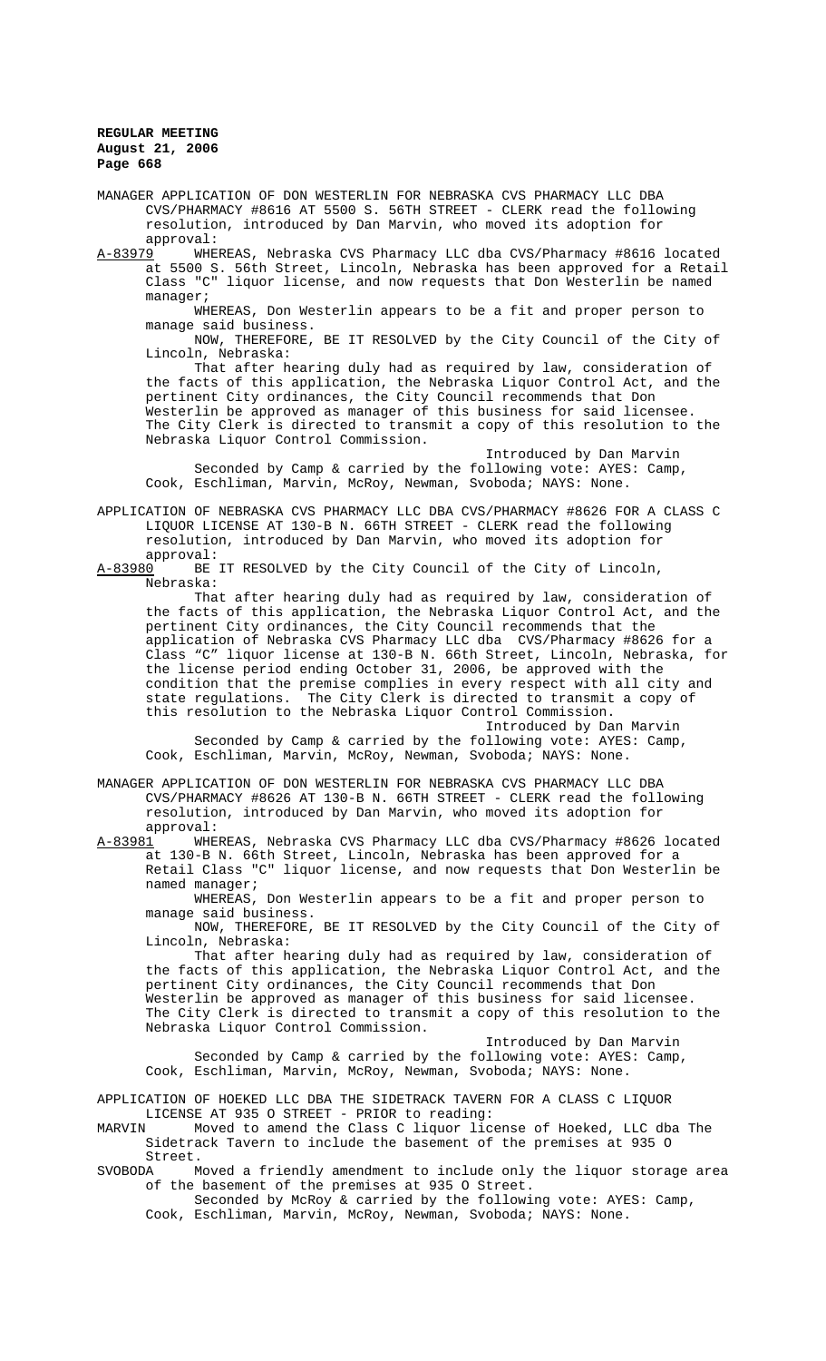MANAGER APPLICATION OF DON WESTERLIN FOR NEBRASKA CVS PHARMACY LLC DBA CVS/PHARMACY #8616 AT 5500 S. 56TH STREET - CLERK read the following resolution, introduced by Dan Marvin, who moved its adoption for approval:

A-83979 WHEREAS, Nebraska CVS Pharmacy LLC dba CVS/Pharmacy #8616 located at 5500 S. 56th Street, Lincoln, Nebraska has been approved for a Retail Class "C" liquor license, and now requests that Don Westerlin be named manager;

WHEREAS, Don Westerlin appears to be a fit and proper person to manage said business.

NOW, THEREFORE, BE IT RESOLVED by the City Council of the City of Lincoln, Nebraska:

That after hearing duly had as required by law, consideration of the facts of this application, the Nebraska Liquor Control Act, and the pertinent City ordinances, the City Council recommends that Don Westerlin be approved as manager of this business for said licensee. The City Clerk is directed to transmit a copy of this resolution to the Nebraska Liquor Control Commission.

Introduced by Dan Marvin

Seconded by Camp & carried by the following vote: AYES: Camp, Cook, Eschliman, Marvin, McRoy, Newman, Svoboda; NAYS: None.

APPLICATION OF NEBRASKA CVS PHARMACY LLC DBA CVS/PHARMACY #8626 FOR A CLASS C LIQUOR LICENSE AT 130-B N. 66TH STREET - CLERK read the following resolution, introduced by Dan Marvin, who moved its adoption for approval:

A-83980 BE IT RESOLVED by the City Council of the City of Lincoln, Nebraska:

That after hearing duly had as required by law, consideration of the facts of this application, the Nebraska Liquor Control Act, and the pertinent City ordinances, the City Council recommends that the application of Nebraska CVS Pharmacy LLC dba CVS/Pharmacy #8626 for a Class "C" liquor license at 130-B N. 66th Street, Lincoln, Nebraska, for the license period ending October 31, 2006, be approved with the condition that the premise complies in every respect with all city and state regulations. The City Clerk is directed to transmit a copy of this resolution to the Nebraska Liquor Control Commission.

Introduced by Dan Marvin

Seconded by Camp & carried by the following vote: AYES: Camp, Cook, Eschliman, Marvin, McRoy, Newman, Svoboda; NAYS: None.

MANAGER APPLICATION OF DON WESTERLIN FOR NEBRASKA CVS PHARMACY LLC DBA CVS/PHARMACY #8626 AT 130-B N. 66TH STREET - CLERK read the following resolution, introduced by Dan Marvin, who moved its adoption for approval:

A-83981 WHEREAS, Nebraska CVS Pharmacy LLC dba CVS/Pharmacy #8626 located at 130-B N. 66th Street, Lincoln, Nebraska has been approved for a Retail Class "C" liquor license, and now requests that Don Westerlin be named manager;

WHEREAS, Don Westerlin appears to be a fit and proper person to manage said business.

NOW, THEREFORE, BE IT RESOLVED by the City Council of the City of Lincoln, Nebraska:

That after hearing duly had as required by law, consideration of the facts of this application, the Nebraska Liquor Control Act, and the pertinent City ordinances, the City Council recommends that Don Westerlin be approved as manager of this business for said licensee. The City Clerk is directed to transmit a copy of this resolution to the Nebraska Liquor Control Commission.

Introduced by Dan Marvin

Seconded by Camp & carried by the following vote: AYES: Camp, Cook, Eschliman, Marvin, McRoy, Newman, Svoboda; NAYS: None.

APPLICATION OF HOEKED LLC DBA THE SIDETRACK TAVERN FOR A CLASS C LIQUOR LICENSE AT 935 O STREET - PRIOR to reading:

MARVIN Moved to amend the Class C liquor license of Hoeked, LLC dba The Sidetrack Tavern to include the basement of the premises at 935 O Street.

SVOBODA Moved a friendly amendment to include only the liquor storage area of the basement of the premises at 935 O Street.

Seconded by McRoy & carried by the following vote: AYES: Camp, Cook, Eschliman, Marvin, McRoy, Newman, Svoboda; NAYS: None.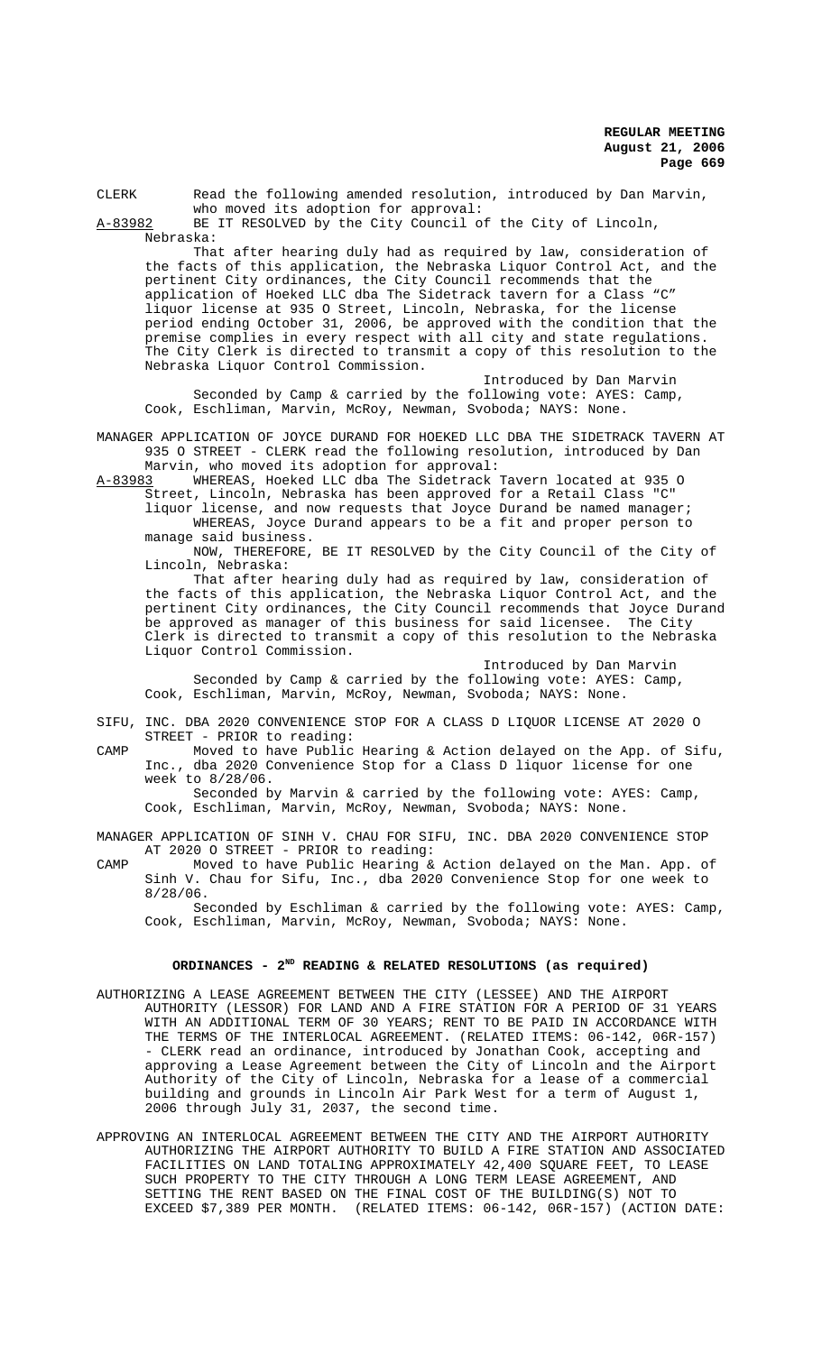CLERK Read the following amended resolution, introduced by Dan Marvin, who moved its adoption for approval:

A-83982 BE IT RESOLVED by the City Council of the City of Lincoln, Nebraska:

That after hearing duly had as required by law, consideration of the facts of this application, the Nebraska Liquor Control Act, and the pertinent City ordinances, the City Council recommends that the application of Hoeked LLC dba The Sidetrack tavern for a Class "C" liquor license at 935 O Street, Lincoln, Nebraska, for the license period ending October 31, 2006, be approved with the condition that the premise complies in every respect with all city and state regulations. The City Clerk is directed to transmit a copy of this resolution to the Nebraska Liquor Control Commission.

Introduced by Dan Marvin

Seconded by Camp & carried by the following vote: AYES: Camp, Cook, Eschliman, Marvin, McRoy, Newman, Svoboda; NAYS: None.

MANAGER APPLICATION OF JOYCE DURAND FOR HOEKED LLC DBA THE SIDETRACK TAVERN AT 935 O STREET - CLERK read the following resolution, introduced by Dan Marvin, who moved its adoption for approval:

A-83983 WHEREAS, Hoeked LLC dba The Sidetrack Tavern located at 935 O Street, Lincoln, Nebraska has been approved for a Retail Class "C" liquor license, and now requests that Joyce Durand be named manager;

WHEREAS, Joyce Durand appears to be a fit and proper person to manage said business.

NOW, THEREFORE, BE IT RESOLVED by the City Council of the City of Lincoln, Nebraska:

That after hearing duly had as required by law, consideration of the facts of this application, the Nebraska Liquor Control Act, and the pertinent City ordinances, the City Council recommends that Joyce Durand be approved as manager of this business for said licensee. The City Clerk is directed to transmit a copy of this resolution to the Nebraska Liquor Control Commission.

Introduced by Dan Marvin

Seconded by Camp & carried by the following vote: AYES: Camp, Cook, Eschliman, Marvin, McRoy, Newman, Svoboda; NAYS: None.

SIFU, INC. DBA 2020 CONVENIENCE STOP FOR A CLASS D LIQUOR LICENSE AT 2020 O STREET - PRIOR to reading:

CAMP Moved to have Public Hearing & Action delayed on the App. of Sifu, Inc., dba 2020 Convenience Stop for a Class D liquor license for one week to 8/28/06.

Seconded by Marvin & carried by the following vote: AYES: Camp, Cook, Eschliman, Marvin, McRoy, Newman, Svoboda; NAYS: None.

MANAGER APPLICATION OF SINH V. CHAU FOR SIFU, INC. DBA 2020 CONVENIENCE STOP AT 2020 O STREET - PRIOR to reading:

CAMP Moved to have Public Hearing & Action delayed on the Man. App. of Sinh V. Chau for Sifu, Inc., dba 2020 Convenience Stop for one week to 8/28/06.

Seconded by Eschliman & carried by the following vote: AYES: Camp, Cook, Eschliman, Marvin, McRoy, Newman, Svoboda; NAYS: None.

## ORDINANCES - 2ND READING & RELATED RESOLUTIONS (as required)

AUTHORIZING A LEASE AGREEMENT BETWEEN THE CITY (LESSEE) AND THE AIRPORT AUTHORITY (LESSOR) FOR LAND AND A FIRE STATION FOR A PERIOD OF 31 YEARS WITH AN ADDITIONAL TERM OF 30 YEARS; RENT TO BE PAID IN ACCORDANCE WITH THE TERMS OF THE INTERLOCAL AGREEMENT. (RELATED ITEMS: 06-142, 06R-157) - CLERK read an ordinance, introduced by Jonathan Cook, accepting and approving a Lease Agreement between the City of Lincoln and the Airport Authority of the City of Lincoln, Nebraska for a lease of a commercial building and grounds in Lincoln Air Park West for a term of August 1, 2006 through July 31, 2037, the second time.

APPROVING AN INTERLOCAL AGREEMENT BETWEEN THE CITY AND THE AIRPORT AUTHORITY AUTHORIZING THE AIRPORT AUTHORITY TO BUILD A FIRE STATION AND ASSOCIATED FACILITIES ON LAND TOTALING APPROXIMATELY 42,400 SQUARE FEET, TO LEASE SUCH PROPERTY TO THE CITY THROUGH A LONG TERM LEASE AGREEMENT, AND SETTING THE RENT BASED ON THE FINAL COST OF THE BUILDING(S) NOT TO EXCEED $7,389 PER MONTH. (RELATED ITEMS: 06-142, 06R-157) (ACTION DATE: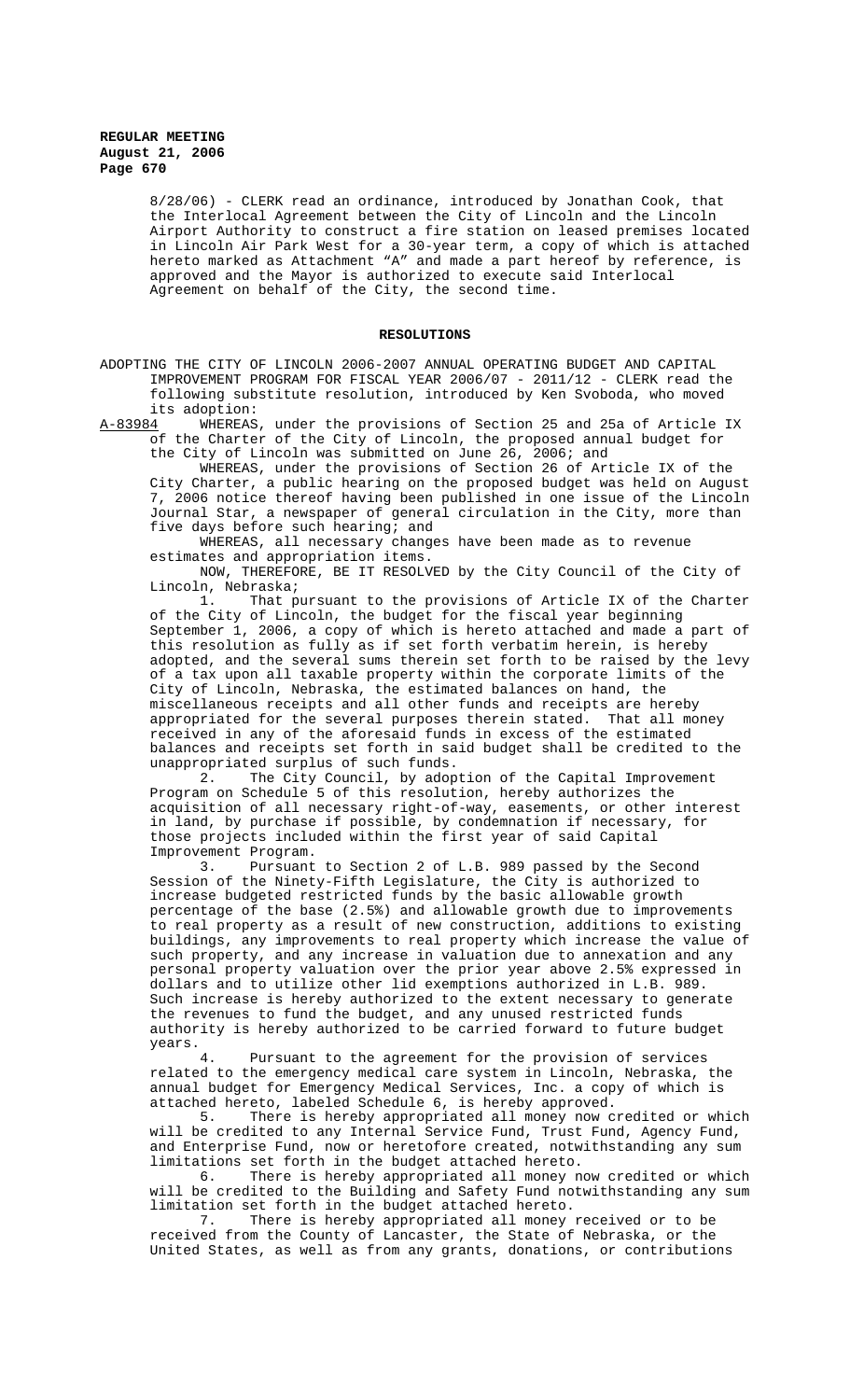8/28/06) - CLERK read an ordinance, introduced by Jonathan Cook, that the Interlocal Agreement between the City of Lincoln and the Lincoln Airport Authority to construct a fire station on leased premises located in Lincoln Air Park West for a 30-year term, a copy of which is attached hereto marked as Attachment "A" and made a part hereof by reference, is approved and the Mayor is authorized to execute said Interlocal Agreement on behalf of the City, the second time.

## RESOLUTIONS

ADOPTING THE CITY OF LINCOLN 2006-2007 ANNUAL OPERATING BUDGET AND CAPITAL IMPROVEMENT PROGRAM FOR FISCAL YEAR 2006/07 - 2011/12 - CLERK read the following substitute resolution, introduced by Ken Svoboda, who moved its adoption:

A-83984 WHEREAS, under the provisions of Section 25 and 25a of Article IX of the Charter of the City of Lincoln, the proposed annual budget for the City of Lincoln was submitted on June 26, 2006; and

WHEREAS, under the provisions of Section 26 of Article IX of the City Charter, a public hearing on the proposed budget was held on August 7, 2006 notice thereof having been published in one issue of the Lincoln Journal Star, a newspaper of general circulation in the City, more than five days before such hearing; and

WHEREAS, all necessary changes have been made as to revenue estimates and appropriation items.

NOW, THEREFORE, BE IT RESOLVED by the City Council of the City of Lincoln, Nebraska;

1. That pursuant to the provisions of Article IX of the Charter of the City of Lincoln, the budget for the fiscal year beginning September 1, 2006, a copy of which is hereto attached and made a part of this resolution as fully as if set forth verbatim herein, is hereby adopted, and the several sums therein set forth to be raised by the levy of a tax upon all taxable property within the corporate limits of the City of Lincoln, Nebraska, the estimated balances on hand, the miscellaneous receipts and all other funds and receipts are hereby appropriated for the several purposes therein stated. That all money received in any of the aforesaid funds in excess of the estimated balances and receipts set forth in said budget shall be credited to the unappropriated surplus of such funds.

2. The City Council, by adoption of the Capital Improvement Program on Schedule 5 of this resolution, hereby authorizes the acquisition of all necessary right-of-way, easements, or other interest in land, by purchase if possible, by condemnation if necessary, for those projects included within the first year of said Capital Improvement Program.

3. Pursuant to Section 2 of L.B. 989 passed by the Second Session of the Ninety-Fifth Legislature, the City is authorized to increase budgeted restricted funds by the basic allowable growth percentage of the base (2.5%) and allowable growth due to improvements to real property as a result of new construction, additions to existing buildings, any improvements to real property which increase the value of such property, and any increase in valuation due to annexation and any personal property valuation over the prior year above 2.5% expressed in dollars and to utilize other lid exemptions authorized in L.B. 989. Such increase is hereby authorized to the extent necessary to generate the revenues to fund the budget, and any unused restricted funds authority is hereby authorized to be carried forward to future budget years.

4. Pursuant to the agreement for the provision of services related to the emergency medical care system in Lincoln, Nebraska, the annual budget for Emergency Medical Services, Inc. a copy of which is attached hereto, labeled Schedule 6, is hereby approved.

5. There is hereby appropriated all money now credited or which will be credited to any Internal Service Fund, Trust Fund, Agency Fund, and Enterprise Fund, now or heretofore created, notwithstanding any sum limitations set forth in the budget attached hereto.

6. There is hereby appropriated all money now credited or which will be credited to the Building and Safety Fund notwithstanding any sum limitation set forth in the budget attached hereto.

7. There is hereby appropriated all money received or to be received from the County of Lancaster, the State of Nebraska, or the United States, as well as from any grants, donations, or contributions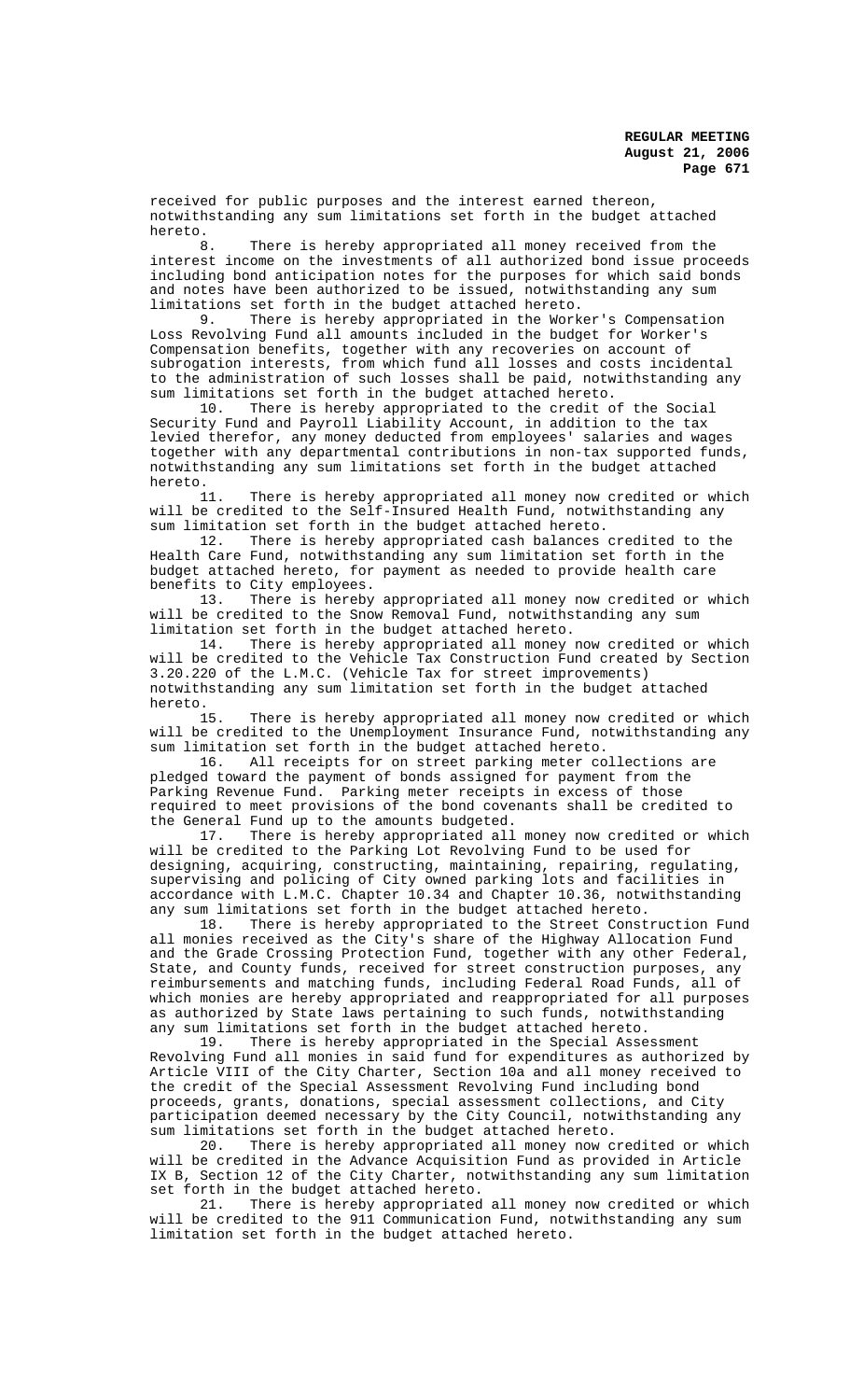received for public purposes and the interest earned thereon, notwithstanding any sum limitations set forth in the budget attached hereto.

8. There is hereby appropriated all money received from the interest income on the investments of all authorized bond issue proceeds including bond anticipation notes for the purposes for which said bonds and notes have been authorized to be issued, notwithstanding any sum limitations set forth in the budget attached hereto.

9. There is hereby appropriated in the Worker's Compensation Loss Revolving Fund all amounts included in the budget for Worker's Compensation benefits, together with any recoveries on account of subrogation interests, from which fund all losses and costs incidental to the administration of such losses shall be paid, notwithstanding any sum limitations set forth in the budget attached hereto.

10. There is hereby appropriated to the credit of the Social Security Fund and Payroll Liability Account, in addition to the tax levied therefor, any money deducted from employees' salaries and wages together with any departmental contributions in non-tax supported funds, notwithstanding any sum limitations set forth in the budget attached hereto.

11. There is hereby appropriated all money now credited or which will be credited to the Self-Insured Health Fund, notwithstanding any sum limitation set forth in the budget attached hereto.

12. There is hereby appropriated cash balances credited to the Health Care Fund, notwithstanding any sum limitation set forth in the budget attached hereto, for payment as needed to provide health care benefits to City employees.

13. There is hereby appropriated all money now credited or which will be credited to the Snow Removal Fund, notwithstanding any sum limitation set forth in the budget attached hereto.

14. There is hereby appropriated all money now credited or which will be credited to the Vehicle Tax Construction Fund created by Section 3.20.220 of the L.M.C. (Vehicle Tax for street improvements) notwithstanding any sum limitation set forth in the budget attached hereto.

15. There is hereby appropriated all money now credited or which will be credited to the Unemployment Insurance Fund, notwithstanding any sum limitation set forth in the budget attached hereto.

16. All receipts for on street parking meter collections are pledged toward the payment of bonds assigned for payment from the Parking Revenue Fund. Parking meter receipts in excess of those required to meet provisions of the bond covenants shall be credited to the General Fund up to the amounts budgeted.

17. There is hereby appropriated all money now credited or which will be credited to the Parking Lot Revolving Fund to be used for designing, acquiring, constructing, maintaining, repairing, regulating, supervising and policing of City owned parking lots and facilities in accordance with L.M.C. Chapter 10.34 and Chapter 10.36, notwithstanding any sum limitations set forth in the budget attached hereto.

18. There is hereby appropriated to the Street Construction Fund all monies received as the City's share of the Highway Allocation Fund and the Grade Crossing Protection Fund, together with any other Federal, State, and County funds, received for street construction purposes, any reimbursements and matching funds, including Federal Road Funds, all of which monies are hereby appropriated and reappropriated for all purposes as authorized by State laws pertaining to such funds, notwithstanding any sum limitations set forth in the budget attached hereto.

19. There is hereby appropriated in the Special Assessment Revolving Fund all monies in said fund for expenditures as authorized by Article VIII of the City Charter, Section 10a and all money received to the credit of the Special Assessment Revolving Fund including bond proceeds, grants, donations, special assessment collections, and City participation deemed necessary by the City Council, notwithstanding any sum limitations set forth in the budget attached hereto.

20. There is hereby appropriated all money now credited or which will be credited in the Advance Acquisition Fund as provided in Article IX B, Section 12 of the City Charter, notwithstanding any sum limitation set forth in the budget attached hereto.

21. There is hereby appropriated all money now credited or which will be credited to the 911 Communication Fund, notwithstanding any sum limitation set forth in the budget attached hereto.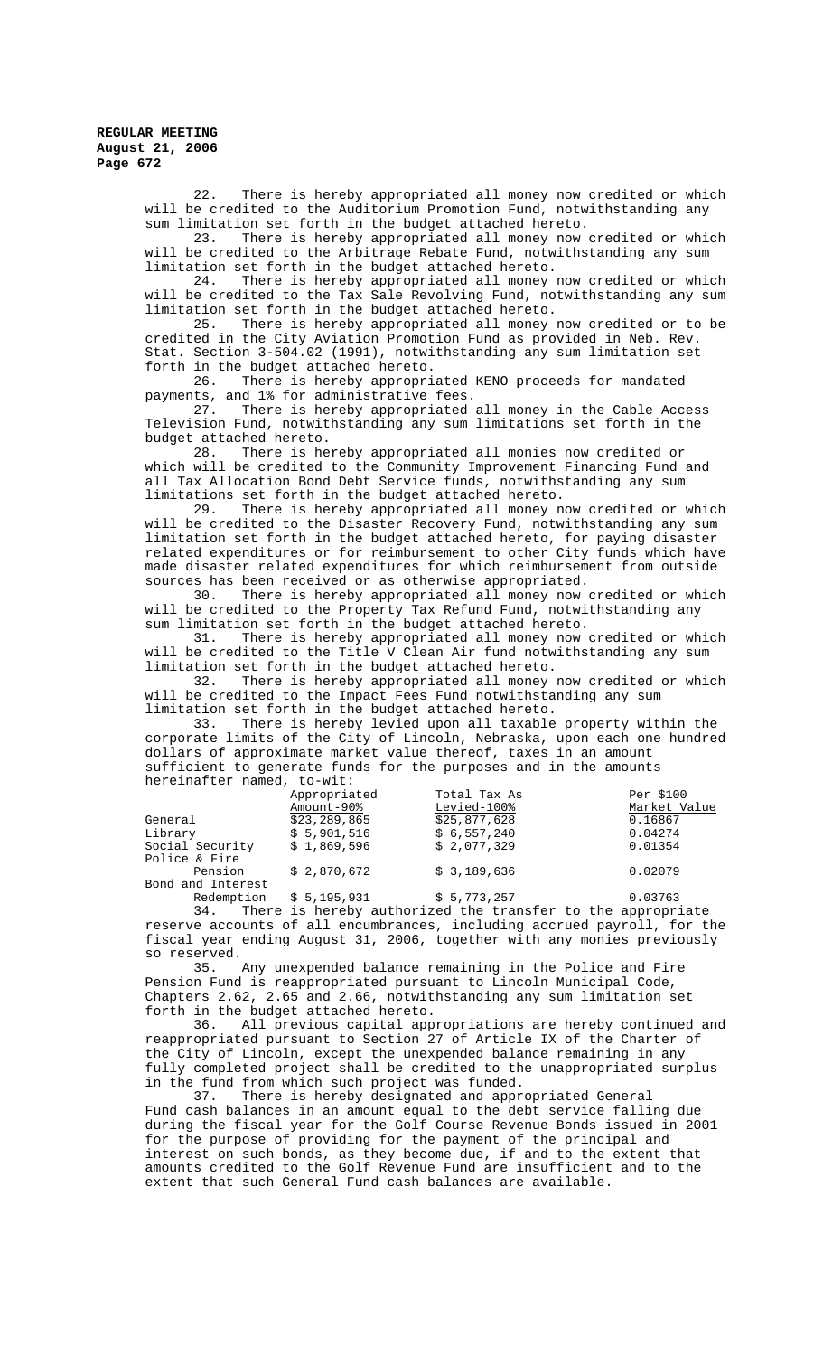22. There is hereby appropriated all money now credited or which will be credited to the Auditorium Promotion Fund, notwithstanding any sum limitation set forth in the budget attached hereto.

23. There is hereby appropriated all money now credited or which will be credited to the Arbitrage Rebate Fund, notwithstanding any sum limitation set forth in the budget attached hereto.

24. There is hereby appropriated all money now credited or which will be credited to the Tax Sale Revolving Fund, notwithstanding any sum limitation set forth in the budget attached hereto.

25. There is hereby appropriated all money now credited or to be credited in the City Aviation Promotion Fund as provided in Neb. Rev. Stat. Section 3-504.02 (1991), notwithstanding any sum limitation set forth in the budget attached hereto.

26. There is hereby appropriated KENO proceeds for mandated payments, and 1% for administrative fees.

27. There is hereby appropriated all money in the Cable Access Television Fund, notwithstanding any sum limitations set forth in the budget attached hereto.

28. There is hereby appropriated all monies now credited or which will be credited to the Community Improvement Financing Fund and all Tax Allocation Bond Debt Service funds, notwithstanding any sum limitations set forth in the budget attached hereto.

29. There is hereby appropriated all money now credited or which will be credited to the Disaster Recovery Fund, notwithstanding any sum limitation set forth in the budget attached hereto, for paying disaster related expenditures or for reimbursement to other City funds which have made disaster related expenditures for which reimbursement from outside sources has been received or as otherwise appropriated.

30. There is hereby appropriated all money now credited or which will be credited to the Property Tax Refund Fund, notwithstanding any sum limitation set forth in the budget attached hereto.

31. There is hereby appropriated all money now credited or which will be credited to the Title V Clean Air fund notwithstanding any sum limitation set forth in the budget attached hereto.

32. There is hereby appropriated all money now credited or which will be credited to the Impact Fees Fund notwithstanding any sum limitation set forth in the budget attached hereto.

33. There is hereby levied upon all taxable property within the corporate limits of the City of Lincoln, Nebraska, upon each one hundred dollars of approximate market value thereof, taxes in an amount sufficient to generate funds for the purposes and in the amounts hereinafter named, to-wit:

| | Appropriated Amount-90% | Total Tax As Levied-100% | Per $100 Market Value |
|---|---|---|---|
| General | $23,289,865 | $25,877,628 | 0.16867 |
| Library | $ 5,901,516 | $ 6,557,240 | 0.04274 |
| Social Security | $ 1,869,596 | $ 2,077,329 | 0.01354 |
| Police & Fire Pension | $ 2,870,672 | $ 3,189,636 | 0.02079 |
| Bond and Interest Redemption | $ 5,195,931 | $ 5,773,257 | 0.03763 |

34. There is hereby authorized the transfer to the appropriate reserve accounts of all encumbrances, including accrued payroll, for the fiscal year ending August 31, 2006, together with any monies previously so reserved.

35. Any unexpended balance remaining in the Police and Fire Pension Fund is reappropriated pursuant to Lincoln Municipal Code, Chapters 2.62, 2.65 and 2.66, notwithstanding any sum limitation set forth in the budget attached hereto.

36. All previous capital appropriations are hereby continued and reappropriated pursuant to Section 27 of Article IX of the Charter of the City of Lincoln, except the unexpended balance remaining in any fully completed project shall be credited to the unappropriated surplus in the fund from which such project was funded.

37. There is hereby designated and appropriated General Fund cash balances in an amount equal to the debt service falling due during the fiscal year for the Golf Course Revenue Bonds issued in 2001 for the purpose of providing for the payment of the principal and interest on such bonds, as they become due, if and to the extent that amounts credited to the Golf Revenue Fund are insufficient and to the extent that such General Fund cash balances are available.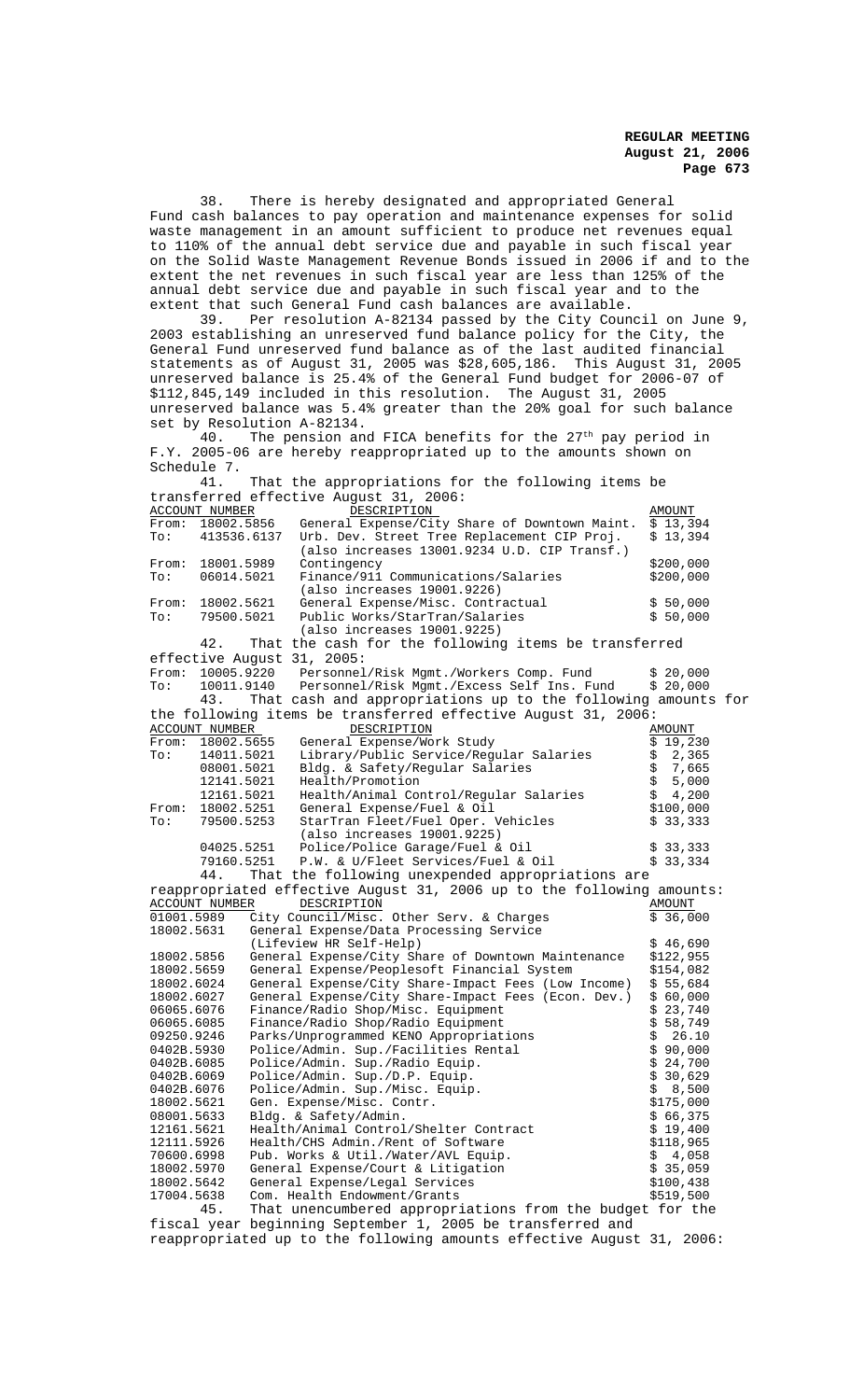38. There is hereby designated and appropriated General Fund cash balances to pay operation and maintenance expenses for solid waste management in an amount sufficient to produce net revenues equal to 110% of the annual debt service due and payable in such fiscal year on the Solid Waste Management Revenue Bonds issued in 2006 if and to the extent the net revenues in such fiscal year are less than 125% of the annual debt service due and payable in such fiscal year and to the extent that such General Fund cash balances are available.

39. Per resolution A-82134 passed by the City Council on June 9, 2003 establishing an unreserved fund balance policy for the City, the General Fund unreserved fund balance as of the last audited financial statements as of August 31, 2005 was $28,605,186. This August 31, 2005 unreserved balance is 25.4% of the General Fund budget for 2006-07 of $112,845,149 included in this resolution. The August 31, 2005 unreserved balance was 5.4% greater than the 20% goal for such balance set by Resolution A-82134.

40. The pension and FICA benefits for the 27th pay period in F.Y. 2005-06 are hereby reappropriated up to the amounts shown on Schedule 7.

41. That the appropriations for the following items be transferred effective August 31, 2006:

| | ACCOUNT NUMBER | DESCRIPTION | AMOUNT |
|---|---|---|---|
| From: | 18002.5856 | General Expense/City Share of Downtown Maint. | $ 13,394 |
| To: | 413536.6137 | Urb. Dev. Street Tree Replacement CIP Proj. (also increases 13001.9234 U.D. CIP Transf.) | $ 13,394 |
| From: | 18001.5989 | Contingency | $200,000 |
| To: | 06014.5021 | Finance/911 Communications/Salaries (also increases 19001.9226) | $200,000 |
| From: | 18002.5621 | General Expense/Misc. Contractual | $ 50,000 |
| To: | 79500.5021 | Public Works/StarTran/Salaries (also increases 19001.9225) | $ 50,000 |

42. That the cash for the following items be transferred effective August 31, 2005:

| | | | |
|---|---|---|---|
| From: | 10005.9220 | Personnel/Risk Mgmt./Workers Comp. Fund | $ 20,000 |
| To: | 10011.9140 | Personnel/Risk Mgmt./Excess Self Ins. Fund | $ 20,000 |

43. That cash and appropriations up to the following amounts for the following items be transferred effective August 31, 2006:

| | ACCOUNT NUMBER | DESCRIPTION | AMOUNT |
|---|---|---|---|
| From: | 18002.5655 | General Expense/Work Study | $ 19,230 |
| To: | 14011.5021 | Library/Public Service/Regular Salaries | $ 2,365 |
| | 08001.5021 | Bldg. & Safety/Regular Salaries | $ 7,665 |
| | 12141.5021 | Health/Promotion | $ 5,000 |
| | 12161.5021 | Health/Animal Control/Regular Salaries | $ 4,200 |
| From: | 18002.5251 | General Expense/Fuel & Oil | $100,000 |
| To: | 79500.5253 | StarTran Fleet/Fuel Oper. Vehicles (also increases 19001.9225) | $ 33,333 |
| | 04025.5251 | Police/Police Garage/Fuel & Oil | $ 33,333 |
| | 79160.5251 | P.W. & U/Fleet Services/Fuel & Oil | $ 33,334 |

44. That the following unexpended appropriations are reappropriated effective August 31, 2006 up to the following amounts:

| ACCOUNT NUMBER | DESCRIPTION | AMOUNT |
|---|---|---|
| 01001.5989 | City Council/Misc. Other Serv. & Charges | $ 36,000 |
| 18002.5631 | General Expense/Data Processing Service (Lifeview HR Self-Help) | $ 46,690 |
| 18002.5856 | General Expense/City Share of Downtown Maintenance | $122,955 |
| 18002.5659 | General Expense/Peoplesoft Financial System | $154,082 |
| 18002.6024 | General Expense/City Share-Impact Fees (Low Income) | $ 55,684 |
| 18002.6027 | General Expense/City Share-Impact Fees (Econ. Dev.) | $ 60,000 |
| 06065.6076 | Finance/Radio Shop/Misc. Equipment | $ 23,740 |
| 06065.6085 | Finance/Radio Shop/Radio Equipment | $ 58,749 |
| 09250.9246 | Parks/Unprogrammed KENO Appropriations | $ 26.10 |
| 0402B.5930 | Police/Admin. Sup./Facilities Rental | $ 90,000 |
| 0402B.6085 | Police/Admin. Sup./Radio Equip. | $ 24,700 |
| 0402B.6069 | Police/Admin. Sup./D.P. Equip. | $ 30,629 |
| 0402B.6076 | Police/Admin. Sup./Misc. Equip. | $ 8,500 |
| 18002.5621 | Gen. Expense/Misc. Contr. | $175,000 |
| 08001.5633 | Bldg. & Safety/Admin. | $ 66,375 |
| 12161.5621 | Health/Animal Control/Shelter Contract | $ 19,400 |
| 12111.5926 | Health/CHS Admin./Rent of Software | $118,965 |
| 70600.6998 | Pub. Works & Util./Water/AVL Equip. | $ 4,058 |
| 18002.5970 | General Expense/Court & Litigation | $ 35,059 |
| 18002.5642 | General Expense/Legal Services | $100,438 |
| 17004.5638 | Com. Health Endowment/Grants | $519,500 |

45. That unencumbered appropriations from the budget for the fiscal year beginning September 1, 2005 be transferred and reappropriated up to the following amounts effective August 31, 2006: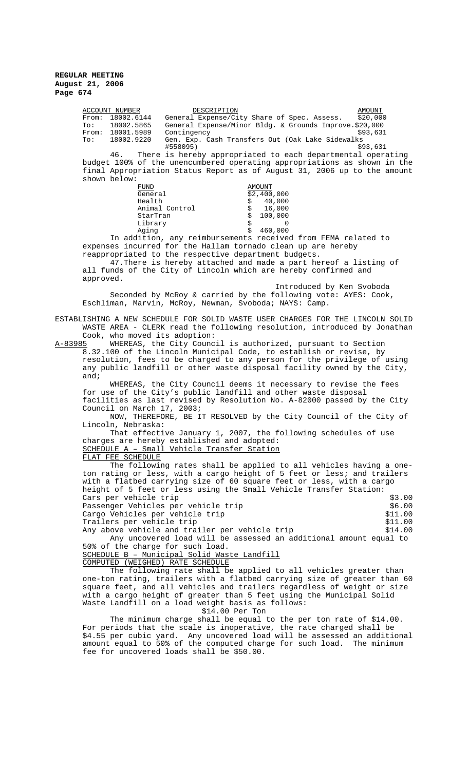| ACCOUNT NUMBER | | DESCRIPTION | AMOUNT |
|---|---|---|---|
| From: | 18002.6144 | General Expense/City Share of Spec. Assess. | $20,000 |
| To: | 18002.5865 | General Expense/Minor Bldg. & Grounds Improve. | $20,000 |
| From: | 18001.5989 | Contingency | $93,631 |
| To: | 18002.9220 | Gen. Exp. Cash Transfers Out (Oak Lake Sidewalks #558095) | $93,631 |

46. There is hereby appropriated to each departmental operating budget 100% of the unencumbered operating appropriations as shown in the final Appropriation Status Report as of August 31, 2006 up to the amount shown below:

| FUND | AMOUNT |
|---|---|
| General | $2,400,000 |
| Health | $ 40,000 |
| Animal Control | $ 16,000 |
| StarTran | $ 100,000 |
| Library | $ 0 |
| Aging | $ 460,000 |

In addition, any reimbursements received from FEMA related to expenses incurred for the Hallam tornado clean up are hereby reappropriated to the respective department budgets.

47. There is hereby attached and made a part hereof a listing of all funds of the City of Lincoln which are hereby confirmed and approved.

Introduced by Ken Svoboda

Seconded by McRoy & carried by the following vote: AYES: Cook, Eschliman, Marvin, McRoy, Newman, Svoboda; NAYS: Camp.

ESTABLISHING A NEW SCHEDULE FOR SOLID WASTE USER CHARGES FOR THE LINCOLN SOLID WASTE AREA - CLERK read the following resolution, introduced by Jonathan Cook, who moved its adoption:

A-83985 WHEREAS, the City Council is authorized, pursuant to Section 8.32.100 of the Lincoln Municipal Code, to establish or revise, by resolution, fees to be charged to any person for the privilege of using any public landfill or other waste disposal facility owned by the City, and;

WHEREAS, the City Council deems it necessary to revise the fees for use of the City's public landfill and other waste disposal facilities as last revised by Resolution No. A-82000 passed by the City Council on March 17, 2003;

NOW, THEREFORE, BE IT RESOLVED by the City Council of the City of Lincoln, Nebraska:

That effective January 1, 2007, the following schedules of use charges are hereby established and adopted:

SCHEDULE A – Small Vehicle Transfer Station

FLAT FEE SCHEDULE

The following rates shall be applied to all vehicles having a one-ton rating or less, with a cargo height of 5 feet or less; and trailers with a flatbed carrying size of 60 square feet or less, with a cargo height of 5 feet or less using the Small Vehicle Transfer Station:

| | |
|---|---|
| Cars per vehicle trip | $3.00 |
| Passenger Vehicles per vehicle trip | $6.00 |
| Cargo Vehicles per vehicle trip | $11.00 |
| Trailers per vehicle trip | $11.00 |
| Any above vehicle and trailer per vehicle trip | $14.00 |

Any uncovered load will be assessed an additional amount equal to 50% of the charge for such load.

SCHEDULE B – Municipal Solid Waste Landfill

COMPUTED (WEIGHED) RATE SCHEDULE

The following rate shall be applied to all vehicles greater than one-ton rating, trailers with a flatbed carrying size of greater than 60 square feet, and all vehicles and trailers regardless of weight or size with a cargo height of greater than 5 feet using the Municipal Solid Waste Landfill on a load weight basis as follows:

$14.00 Per Ton

The minimum charge shall be equal to the per ton rate of $14.00. For periods that the scale is inoperative, the rate charged shall be $4.55 per cubic yard. Any uncovered load will be assessed an additional amount equal to 50% of the computed charge for such load. The minimum fee for uncovered loads shall be $50.00.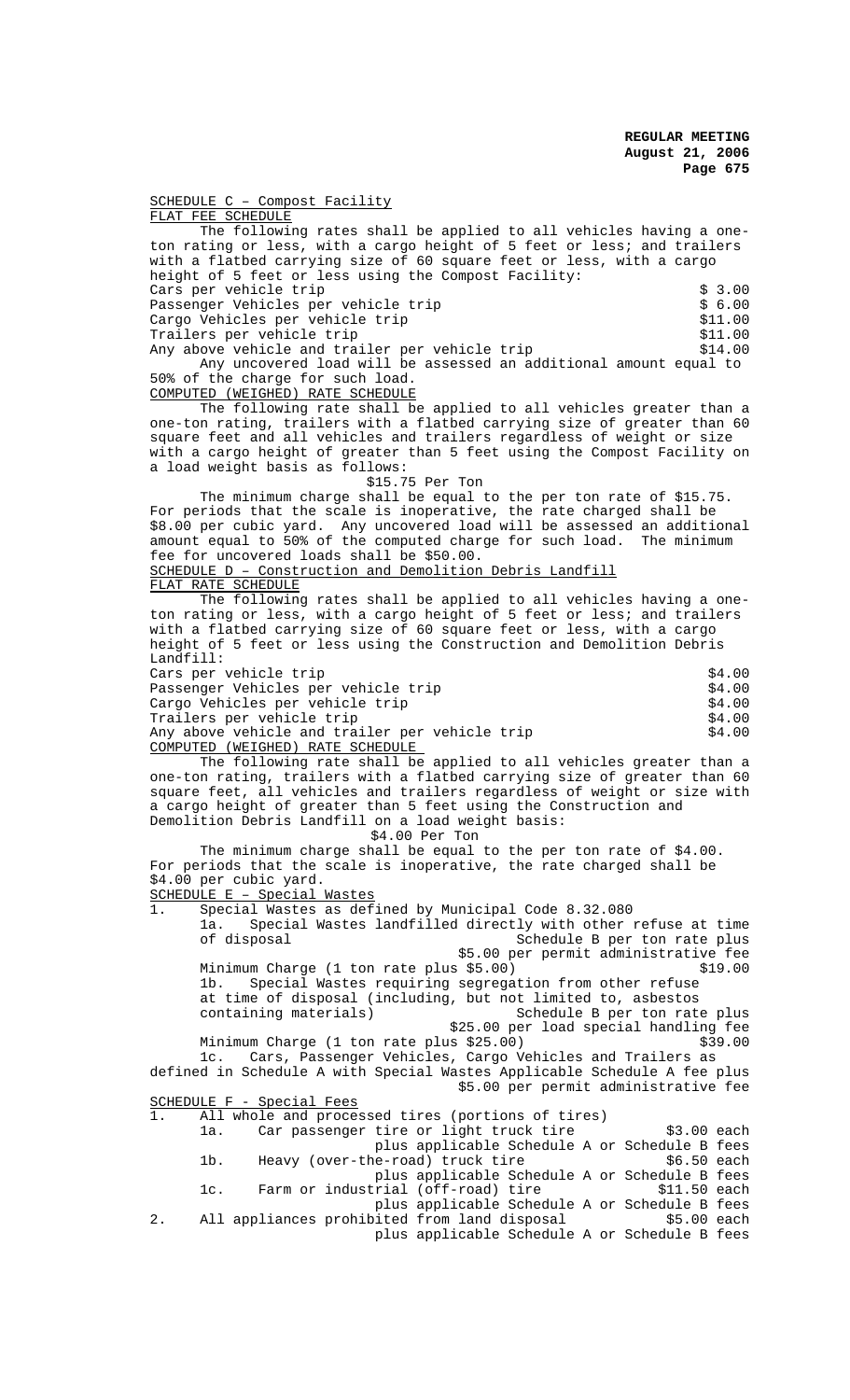SCHEDULE C – Compost Facility

FLAT FEE SCHEDULE

The following rates shall be applied to all vehicles having a one-ton rating or less, with a cargo height of 5 feet or less; and trailers with a flatbed carrying size of 60 square feet or less, with a cargo height of 5 feet or less using the Compost Facility:

| | |
|---|---|
| Cars per vehicle trip | $ 3.00 |
| Passenger Vehicles per vehicle trip | $ 6.00 |
| Cargo Vehicles per vehicle trip | $11.00 |
| Trailers per vehicle trip | $11.00 |
| Any above vehicle and trailer per vehicle trip | $14.00 |

Any uncovered load will be assessed an additional amount equal to 50% of the charge for such load.

COMPUTED (WEIGHED) RATE SCHEDULE

The following rate shall be applied to all vehicles greater than a one-ton rating, trailers with a flatbed carrying size of greater than 60 square feet and all vehicles and trailers regardless of weight or size with a cargo height of greater than 5 feet using the Compost Facility on a load weight basis as follows:

$15.75 Per Ton

The minimum charge shall be equal to the per ton rate of $15.75. For periods that the scale is inoperative, the rate charged shall be $8.00 per cubic yard. Any uncovered load will be assessed an additional amount equal to 50% of the computed charge for such load. The minimum fee for uncovered loads shall be $50.00.

SCHEDULE D – Construction and Demolition Debris Landfill

FLAT RATE SCHEDULE

The following rates shall be applied to all vehicles having a one-ton rating or less, with a cargo height of 5 feet or less; and trailers with a flatbed carrying size of 60 square feet or less, with a cargo height of 5 feet or less using the Construction and Demolition Debris Landfill:

| | |
|---|---|
| Cars per vehicle trip | $4.00 |
| Passenger Vehicles per vehicle trip | $4.00 |
| Cargo Vehicles per vehicle trip | $4.00 |
| Trailers per vehicle trip | $4.00 |
| Any above vehicle and trailer per vehicle trip | $4.00 |

COMPUTED (WEIGHED) RATE SCHEDULE

The following rate shall be applied to all vehicles greater than a one-ton rating, trailers with a flatbed carrying size of greater than 60 square feet, all vehicles and trailers regardless of weight or size with a cargo height of greater than 5 feet using the Construction and Demolition Debris Landfill on a load weight basis:

$4.00 Per Ton

The minimum charge shall be equal to the per ton rate of $4.00. For periods that the scale is inoperative, the rate charged shall be $4.00 per cubic yard.

SCHEDULE E – Special Wastes

1. Special Wastes as defined by Municipal Code 8.32.080
   - 1a. Special Wastes landfilled directly with other refuse at time of disposal — Schedule B per ton rate plus $5.00 per permit administrative fee
     - Minimum Charge (1 ton rate plus $5.00) — $19.00
   - 1b. Special Wastes requiring segregation from other refuse at time of disposal (including, but not limited to, asbestos containing materials) — Schedule B per ton rate plus $25.00 per load special handling fee
     - Minimum Charge (1 ton rate plus $25.00) — $39.00
   - 1c. Cars, Passenger Vehicles, Cargo Vehicles and Trailers as defined in Schedule A with Special Wastes — Applicable Schedule A fee plus $5.00 per permit administrative fee

SCHEDULE F - Special Fees

1. All whole and processed tires (portions of tires)
   - 1a. Car passenger tire or light truck tire — $3.00 each plus applicable Schedule A or Schedule B fees
   - 1b. Heavy (over-the-road) truck tire — $6.50 each plus applicable Schedule A or Schedule B fees
   - 1c. Farm or industrial (off-road) tire — $11.50 each plus applicable Schedule A or Schedule B fees
2. All appliances prohibited from land disposal — $5.00 each plus applicable Schedule A or Schedule B fees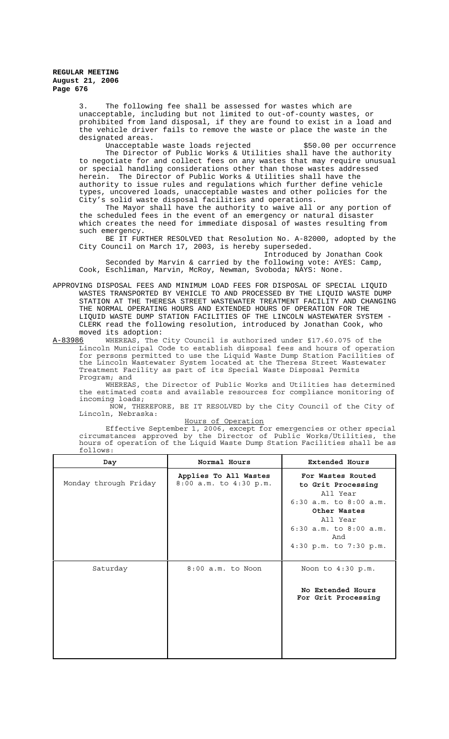3. The following fee shall be assessed for wastes which are unacceptable, including but not limited to out-of-county wastes, or prohibited from land disposal, if they are found to exist in a load and the vehicle driver fails to remove the waste or place the waste in the designated areas.

Unacceptable waste loads rejected $50.00 per occurrence

The Director of Public Works & Utilities shall have the authority to negotiate for and collect fees on any wastes that may require unusual or special handling considerations other than those wastes addressed herein. The Director of Public Works & Utilities shall have the authority to issue rules and regulations which further define vehicle types, uncovered loads, unacceptable wastes and other policies for the City's solid waste disposal facilities and operations.

The Mayor shall have the authority to waive all or any portion of the scheduled fees in the event of an emergency or natural disaster which creates the need for immediate disposal of wastes resulting from such emergency.

BE IT FURTHER RESOLVED that Resolution No. A-82000, adopted by the City Council on March 17, 2003, is hereby superseded.

Introduced by Jonathan Cook

Seconded by Marvin & carried by the following vote: AYES: Camp, Cook, Eschliman, Marvin, McRoy, Newman, Svoboda; NAYS: None.

APPROVING DISPOSAL FEES AND MINIMUM LOAD FEES FOR DISPOSAL OF SPECIAL LIQUID WASTES TRANSPORTED BY VEHICLE TO AND PROCESSED BY THE LIQUID WASTE DUMP STATION AT THE THERESA STREET WASTEWATER TREATMENT FACILITY AND CHANGING THE NORMAL OPERATING HOURS AND EXTENDED HOURS OF OPERATION FOR THE LIQUID WASTE DUMP STATION FACILITIES OF THE LINCOLN WASTEWATER SYSTEM - CLERK read the following resolution, introduced by Jonathan Cook, who moved its adoption:

A-83986 WHEREAS, The City Council is authorized under §17.60.075 of the Lincoln Municipal Code to establish disposal fees and hours of operation for persons permitted to use the Liquid Waste Dump Station Facilities of the Lincoln Wastewater System located at the Theresa Street Wastewater Treatment Facility as part of its Special Waste Disposal Permits Program; and

WHEREAS, the Director of Public Works and Utilities has determined the estimated costs and available resources for compliance monitoring of incoming loads;

NOW, THEREFORE, BE IT RESOLVED by the City Council of the City of Lincoln, Nebraska:

Hours of Operation

Effective September 1, 2006, except for emergencies or other special circumstances approved by the Director of Public Works/Utilities, the hours of operation of the Liquid Waste Dump Station Facilities shall be as follows:

| Day | Normal Hours | Extended Hours |
|---|---|---|
| Monday through Friday | **Applies To All Wastes** 8:00 a.m. to 4:30 p.m. | **For Wastes Routed to Grit Processing** All Year 6:30 a.m. to 8:00 a.m. **Other Wastes** All Year 6:30 a.m. to 8:00 a.m. And 4:30 p.m. to 7:30 p.m. |
| Saturday | 8:00 a.m. to Noon | Noon to 4:30 p.m. **No Extended Hours For Grit Processing** |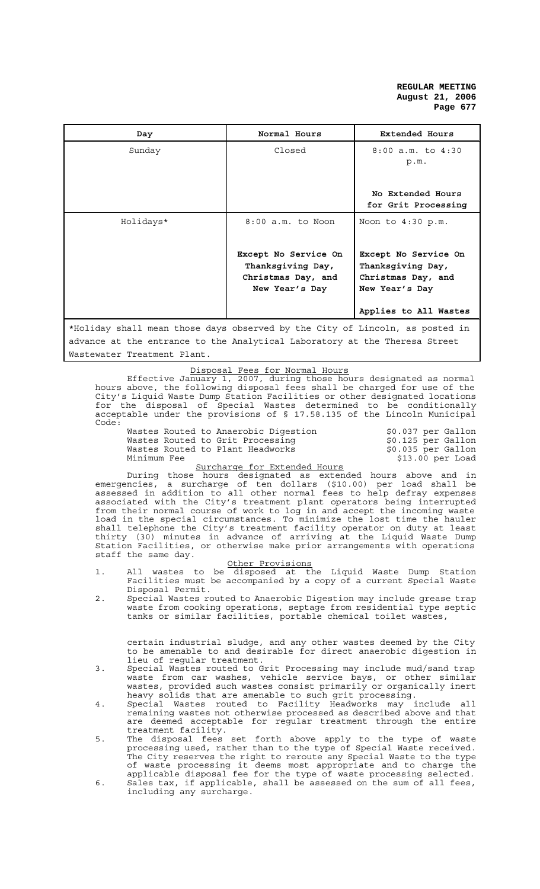| Day | Normal Hours | Extended Hours |
|---|---|---|
| Sunday | Closed | 8:00 a.m. to 4:30 p.m.<br><br>**No Extended Hours for Grit Processing** |
| Holidays* | 8:00 a.m. to Noon<br><br>**Except No Service On Thanksgiving Day, Christmas Day, and New Year's Day** | Noon to 4:30 p.m.<br><br>**Except No Service On Thanksgiving Day, Christmas Day, and New Year's Day**<br><br>**Applies to All Wastes** |

*Holiday shall mean those days observed by the City of Lincoln, as posted in advance at the entrance to the Analytical Laboratory at the Theresa Street Wastewater Treatment Plant.

<u>Disposal Fees for Normal Hours</u>

Effective January 1, 2007, during those hours designated as normal hours above, the following disposal fees shall be charged for use of the City's Liquid Waste Dump Station Facilities or other designated locations for the disposal of Special Wastes determined to be conditionally acceptable under the provisions of § 17.58.135 of the Lincoln Municipal Code:

| | |
|---|---|
| Wastes Routed to Anaerobic Digestion | $0.037 per Gallon |
| Wastes Routed to Grit Processing | $0.125 per Gallon |
| Wastes Routed to Plant Headworks | $0.035 per Gallon |
| Minimum Fee | $13.00 per Load |

<u>Surcharge for Extended Hours</u>

During those hours designated as extended hours above and in emergencies, a surcharge of ten dollars ($10.00) per load shall be assessed in addition to all other normal fees to help defray expenses associated with the City's treatment plant operators being interrupted from their normal course of work to log in and accept the incoming waste load in the special circumstances. To minimize the lost time the hauler shall telephone the City's treatment facility operator on duty at least thirty (30) minutes in advance of arriving at the Liquid Waste Dump Station Facilities, or otherwise make prior arrangements with operations staff the same day.

<u>Other Provisions</u>

1. All wastes to be disposed at the Liquid Waste Dump Station Facilities must be accompanied by a copy of a current Special Waste Disposal Permit.
2. Special Wastes routed to Anaerobic Digestion may include grease trap waste from cooking operations, septage from residential type septic tanks or similar facilities, portable chemical toilet wastes, certain industrial sludge, and any other wastes deemed by the City to be amenable to and desirable for direct anaerobic digestion in lieu of regular treatment.
3. Special Wastes routed to Grit Processing may include mud/sand trap waste from car washes, vehicle service bays, or other similar wastes, provided such wastes consist primarily or organically inert heavy solids that are amenable to such grit processing.
4. Special Wastes routed to Facility Headworks may include all remaining wastes not otherwise processed as described above and that are deemed acceptable for regular treatment through the entire treatment facility.
5. The disposal fees set forth above apply to the type of waste processing used, rather than to the type of Special Waste received. The City reserves the right to reroute any Special Waste to the type of waste processing it deems most appropriate and to charge the applicable disposal fee for the type of waste processing selected.
6. Sales tax, if applicable, shall be assessed on the sum of all fees, including any surcharge.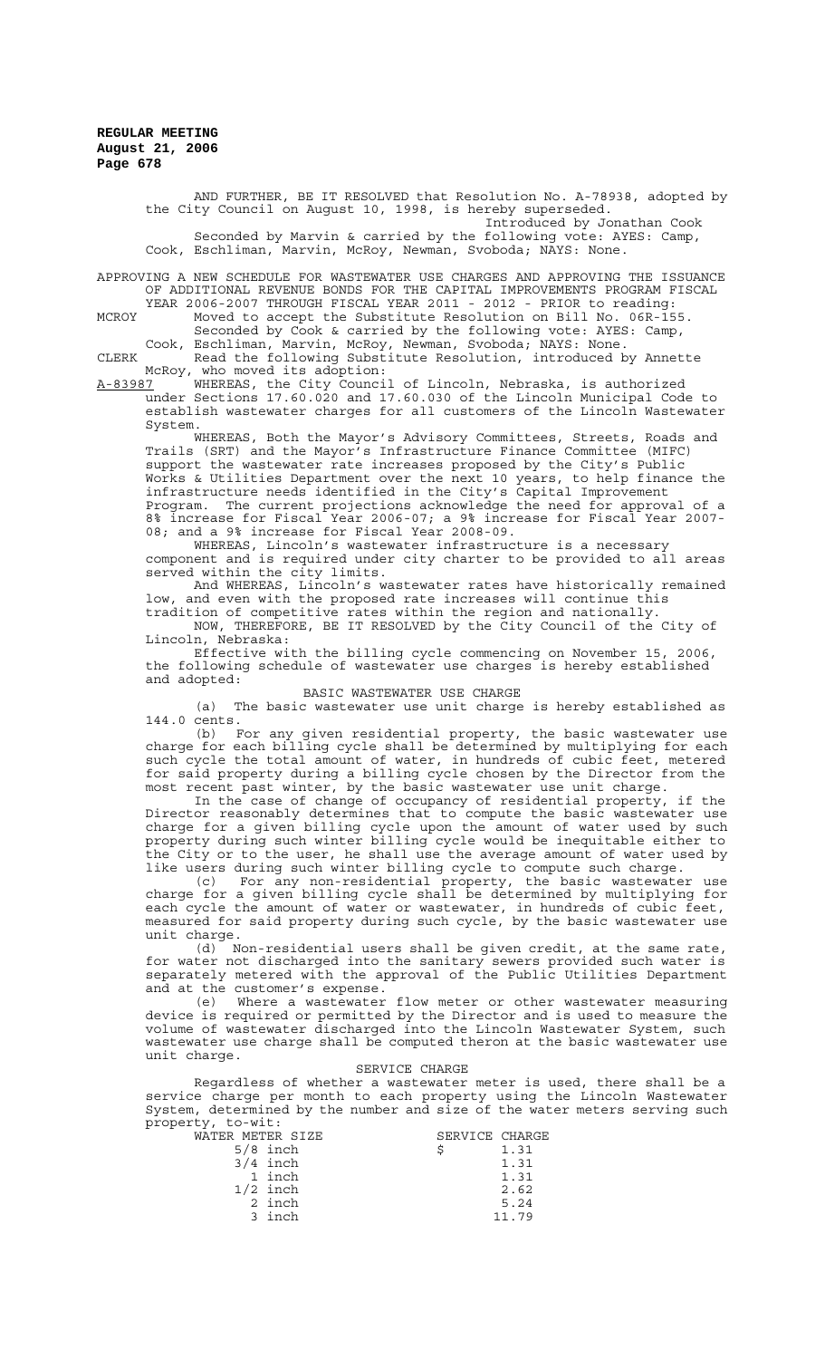AND FURTHER, BE IT RESOLVED that Resolution No. A-78938, adopted by the City Council on August 10, 1998, is hereby superseded.

Introduced by Jonathan Cook

Seconded by Marvin & carried by the following vote: AYES: Camp, Cook, Eschliman, Marvin, McRoy, Newman, Svoboda; NAYS: None.

APPROVING A NEW SCHEDULE FOR WASTEWATER USE CHARGES AND APPROVING THE ISSUANCE OF ADDITIONAL REVENUE BONDS FOR THE CAPITAL IMPROVEMENTS PROGRAM FISCAL YEAR 2006-2007 THROUGH FISCAL YEAR 2011 - 2012 - PRIOR to reading:

MCROY Moved to accept the Substitute Resolution on Bill No. 06R-155.

Seconded by Cook & carried by the following vote: AYES: Camp, Cook, Eschliman, Marvin, McRoy, Newman, Svoboda; NAYS: None.

CLERK Read the following Substitute Resolution, introduced by Annette McRoy, who moved its adoption:

A-83987 WHEREAS, the City Council of Lincoln, Nebraska, is authorized under Sections 17.60.020 and 17.60.030 of the Lincoln Municipal Code to establish wastewater charges for all customers of the Lincoln Wastewater System.

WHEREAS, Both the Mayor's Advisory Committees, Streets, Roads and Trails (SRT) and the Mayor's Infrastructure Finance Committee (MIFC) support the wastewater rate increases proposed by the City's Public Works & Utilities Department over the next 10 years, to help finance the infrastructure needs identified in the City's Capital Improvement Program. The current projections acknowledge the need for approval of a 8% increase for Fiscal Year 2006-07; a 9% increase for Fiscal Year 2007-08; and a 9% increase for Fiscal Year 2008-09.

WHEREAS, Lincoln's wastewater infrastructure is a necessary component and is required under city charter to be provided to all areas served within the city limits.

And WHEREAS, Lincoln's wastewater rates have historically remained low, and even with the proposed rate increases will continue this tradition of competitive rates within the region and nationally.

NOW, THEREFORE, BE IT RESOLVED by the City Council of the City of Lincoln, Nebraska:

Effective with the billing cycle commencing on November 15, 2006, the following schedule of wastewater use charges is hereby established and adopted:

BASIC WASTEWATER USE CHARGE

(a) The basic wastewater use unit charge is hereby established as 144.0 cents.

(b) For any given residential property, the basic wastewater use charge for each billing cycle shall be determined by multiplying for each such cycle the total amount of water, in hundreds of cubic feet, metered for said property during a billing cycle chosen by the Director from the most recent past winter, by the basic wastewater use unit charge.

In the case of change of occupancy of residential property, if the Director reasonably determines that to compute the basic wastewater use charge for a given billing cycle upon the amount of water used by such property during such winter billing cycle would be inequitable either to the City or to the user, he shall use the average amount of water used by like users during such winter billing cycle to compute such charge.

(c) For any non-residential property, the basic wastewater use charge for a given billing cycle shall be determined by multiplying for each cycle the amount of water or wastewater, in hundreds of cubic feet, measured for said property during such cycle, by the basic wastewater use unit charge.

(d) Non-residential users shall be given credit, at the same rate, for water not discharged into the sanitary sewers provided such water is separately metered with the approval of the Public Utilities Department and at the customer's expense.

(e) Where a wastewater flow meter or other wastewater measuring device is required or permitted by the Director and is used to measure the volume of wastewater discharged into the Lincoln Wastewater System, such wastewater use charge shall be computed theron at the basic wastewater use unit charge.

SERVICE CHARGE

Regardless of whether a wastewater meter is used, there shall be a service charge per month to each property using the Lincoln Wastewater System, determined by the number and size of the water meters serving such property, to-wit:

| WATER METER SIZE | SERVICE CHARGE |
|---|---|
| 5/8 inch | $ 1.31 |
| 3/4 inch | 1.31 |
| 1 inch | 1.31 |
| 1/2 inch | 2.62 |
| 2 inch | 5.24 |
| 3 inch | 11.79 |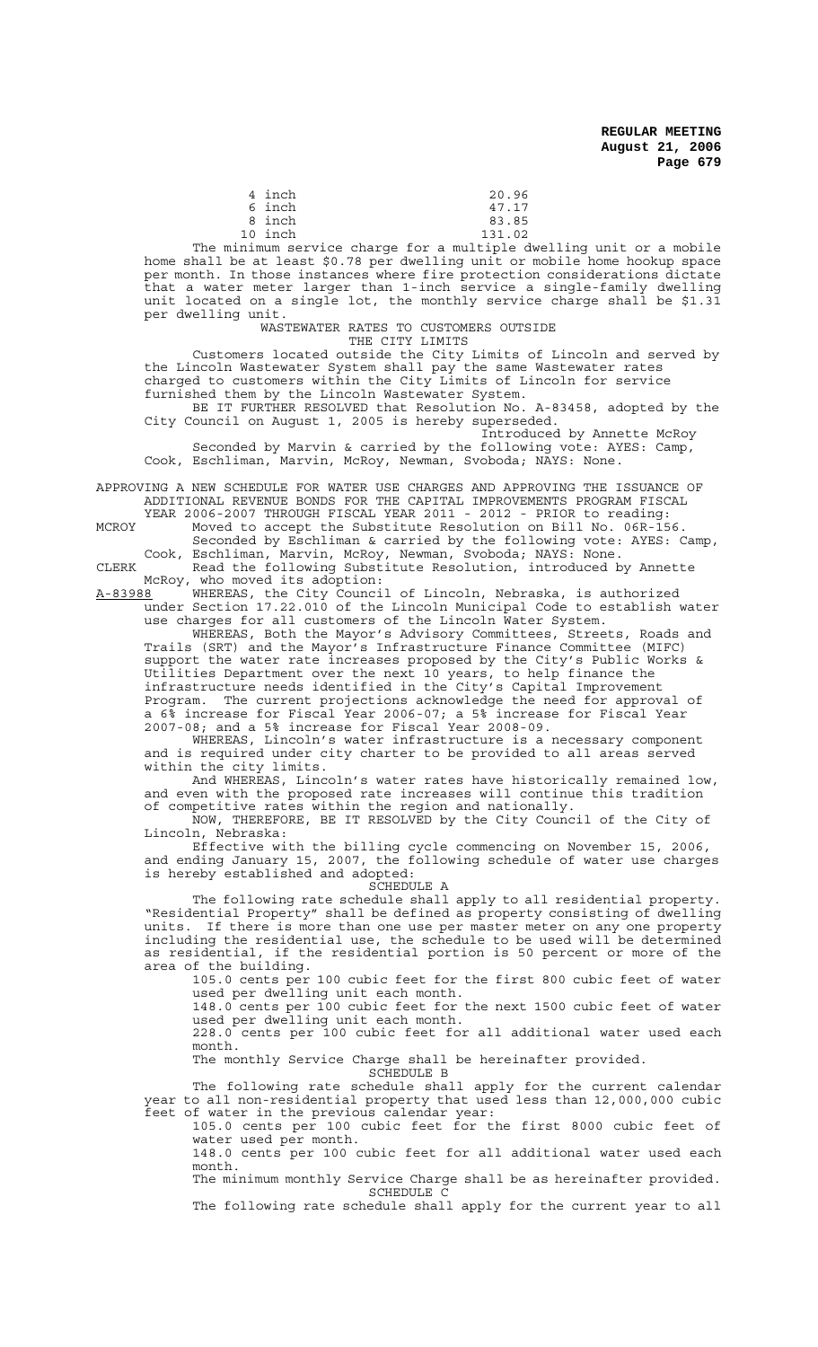| | |
|---|---|
| 4 inch | 20.96 |
| 6 inch | 47.17 |
| 8 inch | 83.85 |
| 10 inch | 131.02 |

The minimum service charge for a multiple dwelling unit or a mobile home shall be at least $0.78 per dwelling unit or mobile home hookup space per month. In those instances where fire protection considerations dictate that a water meter larger than 1-inch service a single-family dwelling unit located on a single lot, the monthly service charge shall be $1.31 per dwelling unit.

WASTEWATER RATES TO CUSTOMERS OUTSIDE
THE CITY LIMITS

Customers located outside the City Limits of Lincoln and served by the Lincoln Wastewater System shall pay the same Wastewater rates charged to customers within the City Limits of Lincoln for service furnished them by the Lincoln Wastewater System.

BE IT FURTHER RESOLVED that Resolution No. A-83458, adopted by the City Council on August 1, 2005 is hereby superseded.

Introduced by Annette McRoy

Seconded by Marvin & carried by the following vote: AYES: Camp, Cook, Eschliman, Marvin, McRoy, Newman, Svoboda; NAYS: None.

APPROVING A NEW SCHEDULE FOR WATER USE CHARGES AND APPROVING THE ISSUANCE OF ADDITIONAL REVENUE BONDS FOR THE CAPITAL IMPROVEMENTS PROGRAM FISCAL YEAR 2006-2007 THROUGH FISCAL YEAR 2011 - 2012 - PRIOR to reading:

MCROY Moved to accept the Substitute Resolution on Bill No. 06R-156.

Seconded by Eschliman & carried by the following vote: AYES: Camp, Cook, Eschliman, Marvin, McRoy, Newman, Svoboda; NAYS: None.

CLERK Read the following Substitute Resolution, introduced by Annette McRoy, who moved its adoption:

A-83988 WHEREAS, the City Council of Lincoln, Nebraska, is authorized under Section 17.22.010 of the Lincoln Municipal Code to establish water use charges for all customers of the Lincoln Water System.

WHEREAS, Both the Mayor's Advisory Committees, Streets, Roads and Trails (SRT) and the Mayor's Infrastructure Finance Committee (MIFC) support the water rate increases proposed by the City's Public Works & Utilities Department over the next 10 years, to help finance the infrastructure needs identified in the City's Capital Improvement Program. The current projections acknowledge the need for approval of a 6% increase for Fiscal Year 2006-07; a 5% increase for Fiscal Year 2007-08; and a 5% increase for Fiscal Year 2008-09.

WHEREAS, Lincoln's water infrastructure is a necessary component and is required under city charter to be provided to all areas served within the city limits.

And WHEREAS, Lincoln's water rates have historically remained low, and even with the proposed rate increases will continue this tradition of competitive rates within the region and nationally.

NOW, THEREFORE, BE IT RESOLVED by the City Council of the City of Lincoln, Nebraska:

Effective with the billing cycle commencing on November 15, 2006, and ending January 15, 2007, the following schedule of water use charges is hereby established and adopted:

SCHEDULE A

The following rate schedule shall apply to all residential property. "Residential Property" shall be defined as property consisting of dwelling units. If there is more than one use per master meter on any one property including the residential use, the schedule to be used will be determined as residential, if the residential portion is 50 percent or more of the area of the building.

105.0 cents per 100 cubic feet for the first 800 cubic feet of water used per dwelling unit each month.

148.0 cents per 100 cubic feet for the next 1500 cubic feet of water used per dwelling unit each month.

228.0 cents per 100 cubic feet for all additional water used each month.

The monthly Service Charge shall be hereinafter provided.

SCHEDULE B

The following rate schedule shall apply for the current calendar year to all non-residential property that used less than 12,000,000 cubic feet of water in the previous calendar year:

105.0 cents per 100 cubic feet for the first 8000 cubic feet of water used per month.

148.0 cents per 100 cubic feet for all additional water used each month.

The minimum monthly Service Charge shall be as hereinafter provided.

SCHEDULE C

The following rate schedule shall apply for the current year to all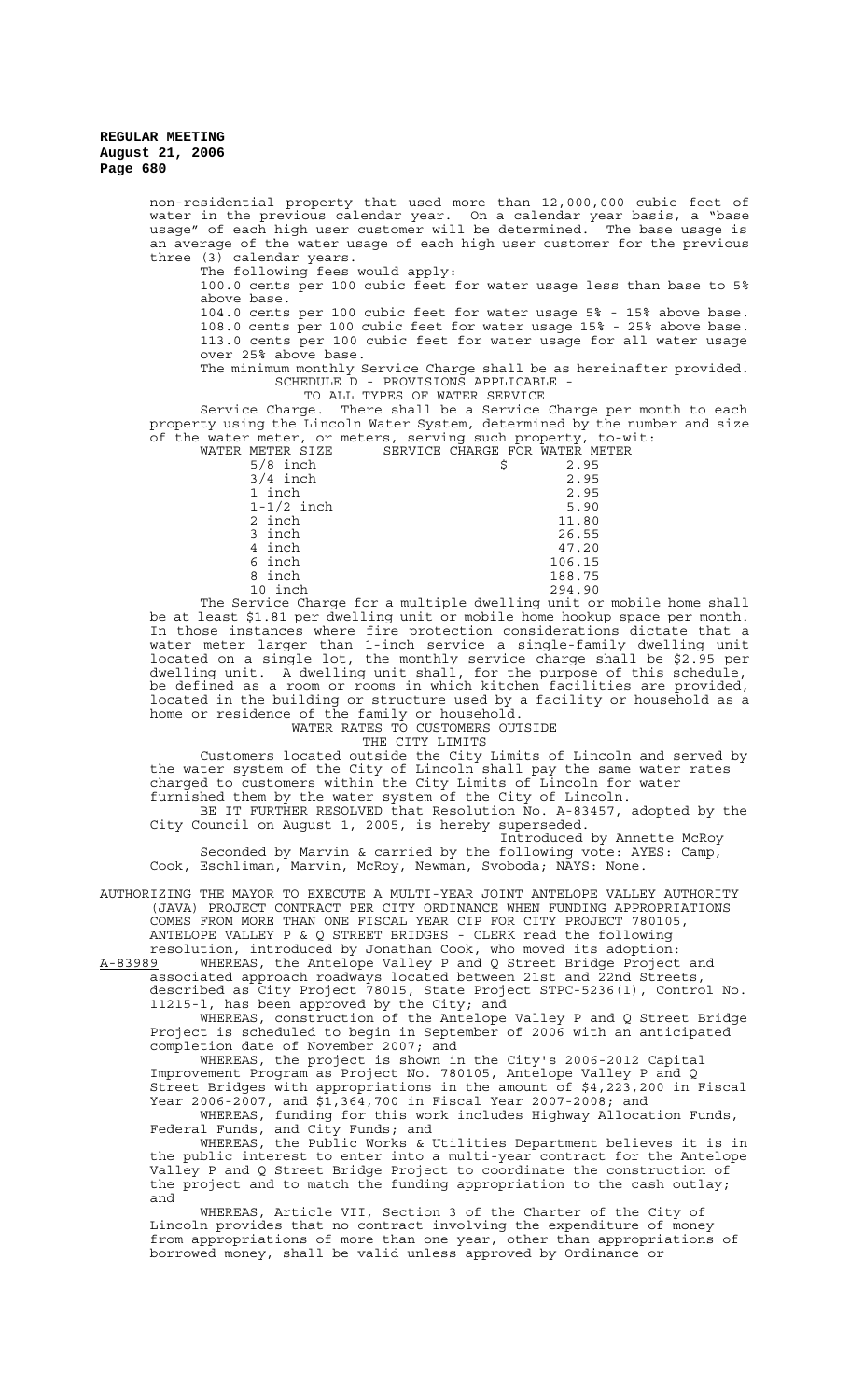non-residential property that used more than 12,000,000 cubic feet of water in the previous calendar year. On a calendar year basis, a "base usage" of each high user customer will be determined. The base usage is an average of the water usage of each high user customer for the previous three (3) calendar years.

The following fees would apply:

100.0 cents per 100 cubic feet for water usage less than base to 5% above base.

104.0 cents per 100 cubic feet for water usage 5% - 15% above base.

108.0 cents per 100 cubic feet for water usage 15% - 25% above base.

113.0 cents per 100 cubic feet for water usage for all water usage over 25% above base.

The minimum monthly Service Charge shall be as hereinafter provided.

SCHEDULE D - PROVISIONS APPLICABLE -
TO ALL TYPES OF WATER SERVICE

Service Charge. There shall be a Service Charge per month to each property using the Lincoln Water System, determined by the number and size of the water meter, or meters, serving such property, to-wit:

| WATER METER SIZE | SERVICE CHARGE FOR WATER METER |
|---|---|
| 5/8 inch | $ 2.95 |
| 3/4 inch | 2.95 |
| 1 inch | 2.95 |
| 1-1/2 inch | 5.90 |
| 2 inch | 11.80 |
| 3 inch | 26.55 |
| 4 inch | 47.20 |
| 6 inch | 106.15 |
| 8 inch | 188.75 |
| 10 inch | 294.90 |

The Service Charge for a multiple dwelling unit or mobile home shall be at least $1.81 per dwelling unit or mobile home hookup space per month. In those instances where fire protection considerations dictate that a water meter larger than 1-inch service a single-family dwelling unit located on a single lot, the monthly service charge shall be $2.95 per dwelling unit. A dwelling unit shall, for the purpose of this schedule, be defined as a room or rooms in which kitchen facilities are provided, located in the building or structure used by a facility or household as a home or residence of the family or household.

WATER RATES TO CUSTOMERS OUTSIDE
THE CITY LIMITS

Customers located outside the City Limits of Lincoln and served by the water system of the City of Lincoln shall pay the same water rates charged to customers within the City Limits of Lincoln for water furnished them by the water system of the City of Lincoln.

BE IT FURTHER RESOLVED that Resolution No. A-83457, adopted by the City Council on August 1, 2005, is hereby superseded.

Introduced by Annette McRoy

Seconded by Marvin & carried by the following vote: AYES: Camp, Cook, Eschliman, Marvin, McRoy, Newman, Svoboda; NAYS: None.

AUTHORIZING THE MAYOR TO EXECUTE A MULTI-YEAR JOINT ANTELOPE VALLEY AUTHORITY (JAVA) PROJECT CONTRACT PER CITY ORDINANCE WHEN FUNDING APPROPRIATIONS COMES FROM MORE THAN ONE FISCAL YEAR CIP FOR CITY PROJECT 780105, ANTELOPE VALLEY P & Q STREET BRIDGES - CLERK read the following resolution, introduced by Jonathan Cook, who moved its adoption:

A-83989 WHEREAS, the Antelope Valley P and Q Street Bridge Project and associated approach roadways located between 21st and 22nd Streets, described as City Project 78015, State Project STPC-5236(1), Control No. 11215-1, has been approved by the City; and

WHEREAS, construction of the Antelope Valley P and Q Street Bridge Project is scheduled to begin in September of 2006 with an anticipated completion date of November 2007; and

WHEREAS, the project is shown in the City's 2006-2012 Capital Improvement Program as Project No. 780105, Antelope Valley P and Q Street Bridges with appropriations in the amount of $4,223,200 in Fiscal Year 2006-2007, and $1,364,700 in Fiscal Year 2007-2008; and

WHEREAS, funding for this work includes Highway Allocation Funds, Federal Funds, and City Funds; and

WHEREAS, the Public Works & Utilities Department believes it is in the public interest to enter into a multi-year contract for the Antelope Valley P and Q Street Bridge Project to coordinate the construction of the project and to match the funding appropriation to the cash outlay; and

WHEREAS, Article VII, Section 3 of the Charter of the City of Lincoln provides that no contract involving the expenditure of money from appropriations of more than one year, other than appropriations of borrowed money, shall be valid unless approved by Ordinance or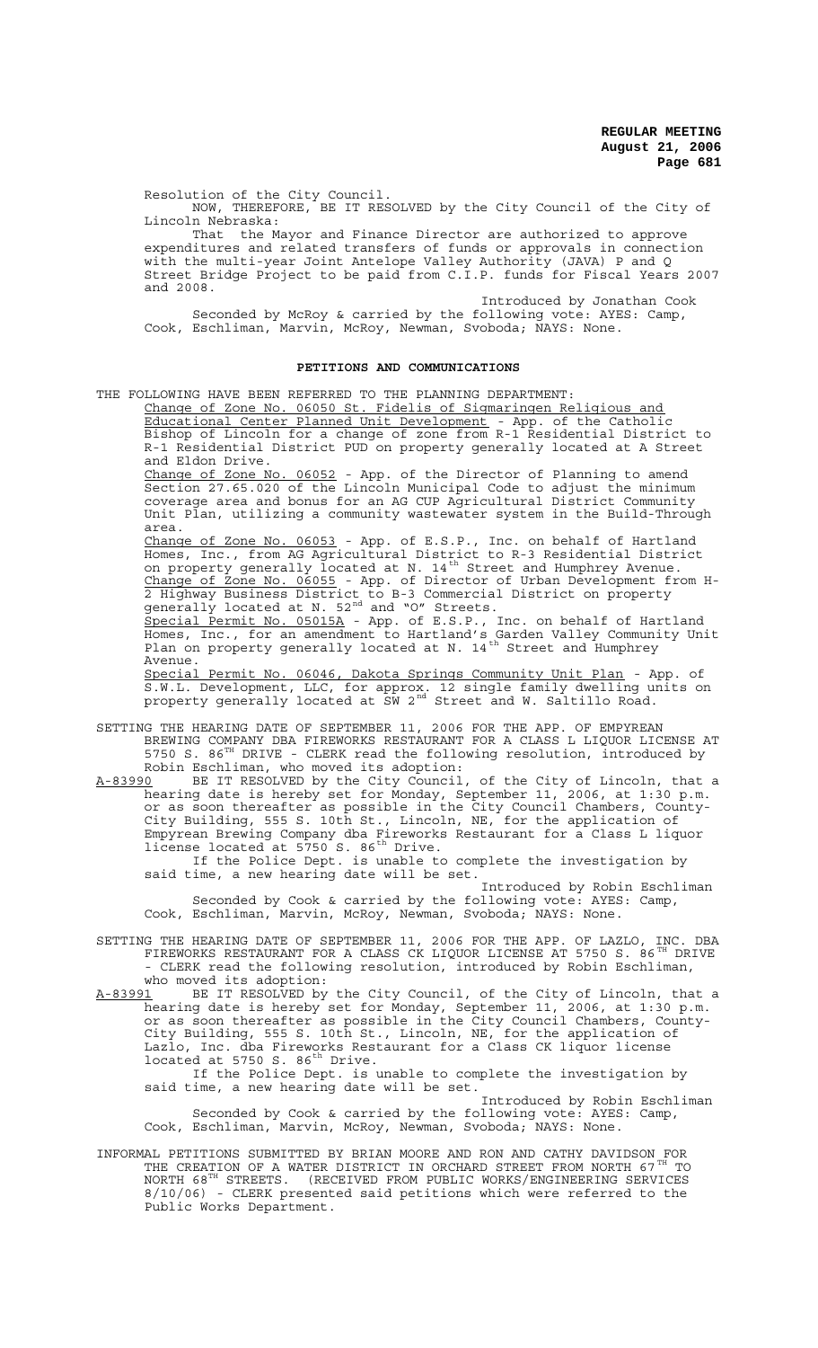Resolution of the City Council.

NOW, THEREFORE, BE IT RESOLVED by the City Council of the City of Lincoln Nebraska:

That the Mayor and Finance Director are authorized to approve expenditures and related transfers of funds or approvals in connection with the multi-year Joint Antelope Valley Authority (JAVA) P and Q Street Bridge Project to be paid from C.I.P. funds for Fiscal Years 2007 and 2008.

Introduced by Jonathan Cook

Seconded by McRoy & carried by the following vote: AYES: Camp, Cook, Eschliman, Marvin, McRoy, Newman, Svoboda; NAYS: None.

## PETITIONS AND COMMUNICATIONS

THE FOLLOWING HAVE BEEN REFERRED TO THE PLANNING DEPARTMENT:

Change of Zone No. 06050 St. Fidelis of Sigmaringen Religious and Educational Center Planned Unit Development - App. of the Catholic Bishop of Lincoln for a change of zone from R-1 Residential District to R-1 Residential District PUD on property generally located at A Street and Eldon Drive.

Change of Zone No. 06052 - App. of the Director of Planning to amend Section 27.65.020 of the Lincoln Municipal Code to adjust the minimum coverage area and bonus for an AG CUP Agricultural District Community Unit Plan, utilizing a community wastewater system in the Build-Through area.

Change of Zone No. 06053 - App. of E.S.P., Inc. on behalf of Hartland Homes, Inc., from AG Agricultural District to R-3 Residential District on property generally located at N. 14th Street and Humphrey Avenue.

Change of Zone No. 06055 - App. of Director of Urban Development from H-2 Highway Business District to B-3 Commercial District on property generally located at N. 52nd and "O" Streets.

Special Permit No. 05015A - App. of E.S.P., Inc. on behalf of Hartland Homes, Inc., for an amendment to Hartland's Garden Valley Community Unit Plan on property generally located at N. 14th Street and Humphrey Avenue.

Special Permit No. 06046, Dakota Springs Community Unit Plan - App. of S.W.L. Development, LLC, for approx. 12 single family dwelling units on property generally located at SW 2nd Street and W. Saltillo Road.

SETTING THE HEARING DATE OF SEPTEMBER 11, 2006 FOR THE APP. OF EMPYREAN BREWING COMPANY DBA FIREWORKS RESTAURANT FOR A CLASS L LIQUOR LICENSE AT 5750 S. 86TH DRIVE - CLERK read the following resolution, introduced by Robin Eschliman, who moved its adoption:

A-83990 BE IT RESOLVED by the City Council, of the City of Lincoln, that a hearing date is hereby set for Monday, September 11, 2006, at 1:30 p.m. or as soon thereafter as possible in the City Council Chambers, County-City Building, 555 S. 10th St., Lincoln, NE, for the application of Empyrean Brewing Company dba Fireworks Restaurant for a Class L liquor license located at 5750 S. 86th Drive.

If the Police Dept. is unable to complete the investigation by said time, a new hearing date will be set.

Introduced by Robin Eschliman

Seconded by Cook & carried by the following vote: AYES: Camp, Cook, Eschliman, Marvin, McRoy, Newman, Svoboda; NAYS: None.

SETTING THE HEARING DATE OF SEPTEMBER 11, 2006 FOR THE APP. OF LAZLO, INC. DBA FIREWORKS RESTAURANT FOR A CLASS CK LIQUOR LICENSE AT 5750 S. 86TH DRIVE - CLERK read the following resolution, introduced by Robin Eschliman, who moved its adoption:

A-83991 BE IT RESOLVED by the City Council, of the City of Lincoln, that a hearing date is hereby set for Monday, September 11, 2006, at 1:30 p.m. or as soon thereafter as possible in the City Council Chambers, County-City Building, 555 S. 10th St., Lincoln, NE, for the application of Lazlo, Inc. dba Fireworks Restaurant for a Class CK liquor license located at 5750 S. 86th Drive.

If the Police Dept. is unable to complete the investigation by said time, a new hearing date will be set.

Introduced by Robin Eschliman

Seconded by Cook & carried by the following vote: AYES: Camp, Cook, Eschliman, Marvin, McRoy, Newman, Svoboda; NAYS: None.

INFORMAL PETITIONS SUBMITTED BY BRIAN MOORE AND RON AND CATHY DAVIDSON FOR THE CREATION OF A WATER DISTRICT IN ORCHARD STREET FROM NORTH 67TH TO NORTH 68TH STREETS. (RECEIVED FROM PUBLIC WORKS/ENGINEERING SERVICES 8/10/06) - CLERK presented said petitions which were referred to the Public Works Department.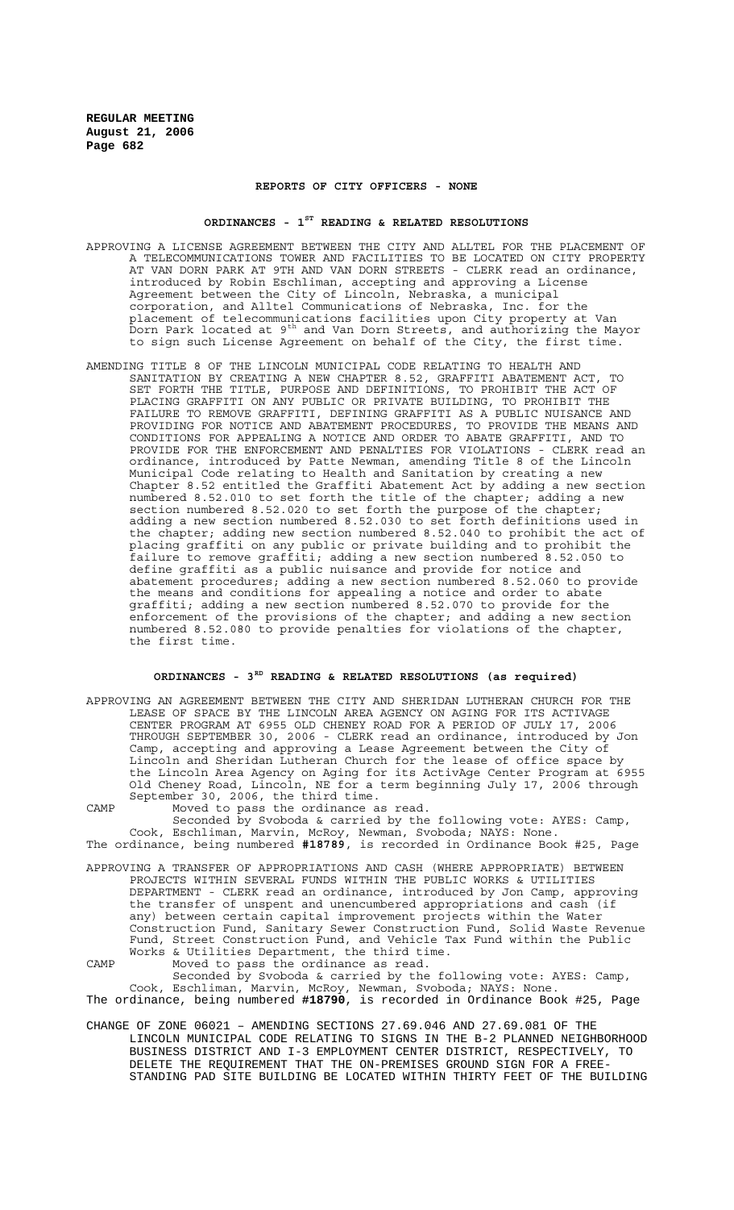## REPORTS OF CITY OFFICERS - NONE

## ORDINANCES - 1ST READING & RELATED RESOLUTIONS

APPROVING A LICENSE AGREEMENT BETWEEN THE CITY AND ALLTEL FOR THE PLACEMENT OF A TELECOMMUNICATIONS TOWER AND FACILITIES TO BE LOCATED ON CITY PROPERTY AT VAN DORN PARK AT 9TH AND VAN DORN STREETS - CLERK read an ordinance, introduced by Robin Eschliman, accepting and approving a License Agreement between the City of Lincoln, Nebraska, a municipal corporation, and Alltel Communications of Nebraska, Inc. for the placement of telecommunications facilities upon City property at Van Dorn Park located at 9th and Van Dorn Streets, and authorizing the Mayor to sign such License Agreement on behalf of the City, the first time.

AMENDING TITLE 8 OF THE LINCOLN MUNICIPAL CODE RELATING TO HEALTH AND SANITATION BY CREATING A NEW CHAPTER 8.52, GRAFFITI ABATEMENT ACT, TO SET FORTH THE TITLE, PURPOSE AND DEFINITIONS, TO PROHIBIT THE ACT OF PLACING GRAFFITI ON ANY PUBLIC OR PRIVATE BUILDING, TO PROHIBIT THE FAILURE TO REMOVE GRAFFITI, DEFINING GRAFFITI AS A PUBLIC NUISANCE AND PROVIDING FOR NOTICE AND ABATEMENT PROCEDURES, TO PROVIDE THE MEANS AND CONDITIONS FOR APPEALING A NOTICE AND ORDER TO ABATE GRAFFITI, AND TO PROVIDE FOR THE ENFORCEMENT AND PENALTIES FOR VIOLATIONS - CLERK read an ordinance, introduced by Patte Newman, amending Title 8 of the Lincoln Municipal Code relating to Health and Sanitation by creating a new Chapter 8.52 entitled the Graffiti Abatement Act by adding a new section numbered 8.52.010 to set forth the title of the chapter; adding a new section numbered 8.52.020 to set forth the purpose of the chapter; adding a new section numbered 8.52.030 to set forth definitions used in the chapter; adding new section numbered 8.52.040 to prohibit the act of placing graffiti on any public or private building and to prohibit the failure to remove graffiti; adding a new section numbered 8.52.050 to define graffiti as a public nuisance and provide for notice and abatement procedures; adding a new section numbered 8.52.060 to provide the means and conditions for appealing a notice and order to abate graffiti; adding a new section numbered 8.52.070 to provide for the enforcement of the provisions of the chapter; and adding a new section numbered 8.52.080 to provide penalties for violations of the chapter, the first time.

## ORDINANCES - 3RD READING & RELATED RESOLUTIONS (as required)

APPROVING AN AGREEMENT BETWEEN THE CITY AND SHERIDAN LUTHERAN CHURCH FOR THE LEASE OF SPACE BY THE LINCOLN AREA AGENCY ON AGING FOR ITS ACTIVAGE CENTER PROGRAM AT 6955 OLD CHENEY ROAD FOR A PERIOD OF JULY 17, 2006 THROUGH SEPTEMBER 30, 2006 - CLERK read an ordinance, introduced by Jon Camp, accepting and approving a Lease Agreement between the City of Lincoln and Sheridan Lutheran Church for the lease of office space by the Lincoln Area Agency on Aging for its ActivAge Center Program at 6955 Old Cheney Road, Lincoln, NE for a term beginning July 17, 2006 through September 30, 2006, the third time.

CAMP Moved to pass the ordinance as read.

Seconded by Svoboda & carried by the following vote: AYES: Camp, Cook, Eschliman, Marvin, McRoy, Newman, Svoboda; NAYS: None.

The ordinance, being numbered **#18789**, is recorded in Ordinance Book #25, Page

APPROVING A TRANSFER OF APPROPRIATIONS AND CASH (WHERE APPROPRIATE) BETWEEN PROJECTS WITHIN SEVERAL FUNDS WITHIN THE PUBLIC WORKS & UTILITIES DEPARTMENT - CLERK read an ordinance, introduced by Jon Camp, approving the transfer of unspent and unencumbered appropriations and cash (if any) between certain capital improvement projects within the Water Construction Fund, Sanitary Sewer Construction Fund, Solid Waste Revenue Fund, Street Construction Fund, and Vehicle Tax Fund within the Public Works & Utilities Department, the third time.

CAMP Moved to pass the ordinance as read.

Seconded by Svoboda & carried by the following vote: AYES: Camp, Cook, Eschliman, Marvin, McRoy, Newman, Svoboda; NAYS: None.

The ordinance, being numbered **#18790**, is recorded in Ordinance Book #25, Page

CHANGE OF ZONE 06021 – AMENDING SECTIONS 27.69.046 AND 27.69.081 OF THE LINCOLN MUNICIPAL CODE RELATING TO SIGNS IN THE B-2 PLANNED NEIGHBORHOOD BUSINESS DISTRICT AND I-3 EMPLOYMENT CENTER DISTRICT, RESPECTIVELY, TO DELETE THE REQUIREMENT THAT THE ON-PREMISES GROUND SIGN FOR A FREE-STANDING PAD SITE BUILDING BE LOCATED WITHIN THIRTY FEET OF THE BUILDING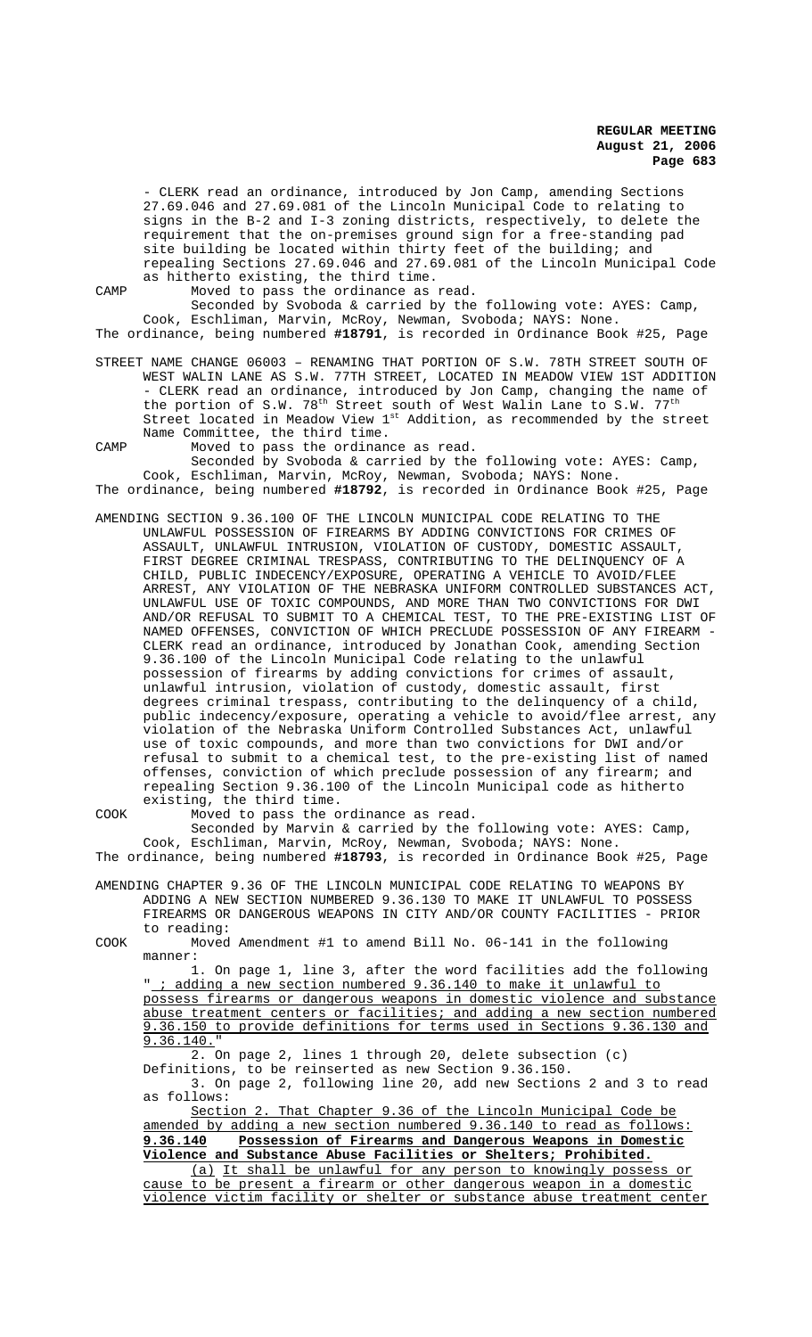- CLERK read an ordinance, introduced by Jon Camp, amending Sections 27.69.046 and 27.69.081 of the Lincoln Municipal Code to relating to signs in the B-2 and I-3 zoning districts, respectively, to delete the requirement that the on-premises ground sign for a free-standing pad site building be located within thirty feet of the building; and repealing Sections 27.69.046 and 27.69.081 of the Lincoln Municipal Code as hitherto existing, the third time.

CAMP Moved to pass the ordinance as read.

Seconded by Svoboda & carried by the following vote: AYES: Camp, Cook, Eschliman, Marvin, McRoy, Newman, Svoboda; NAYS: None.

The ordinance, being numbered **#18791**, is recorded in Ordinance Book #25, Page

STREET NAME CHANGE 06003 – RENAMING THAT PORTION OF S.W. 78TH STREET SOUTH OF WEST WALIN LANE AS S.W. 77TH STREET, LOCATED IN MEADOW VIEW 1ST ADDITION - CLERK read an ordinance, introduced by Jon Camp, changing the name of the portion of S.W. 78th Street south of West Walin Lane to S.W. 77th Street located in Meadow View 1st Addition, as recommended by the street Name Committee, the third time.

CAMP Moved to pass the ordinance as read.

Seconded by Svoboda & carried by the following vote: AYES: Camp, Cook, Eschliman, Marvin, McRoy, Newman, Svoboda; NAYS: None.

The ordinance, being numbered **#18792**, is recorded in Ordinance Book #25, Page

AMENDING SECTION 9.36.100 OF THE LINCOLN MUNICIPAL CODE RELATING TO THE UNLAWFUL POSSESSION OF FIREARMS BY ADDING CONVICTIONS FOR CRIMES OF ASSAULT, UNLAWFUL INTRUSION, VIOLATION OF CUSTODY, DOMESTIC ASSAULT, FIRST DEGREE CRIMINAL TRESPASS, CONTRIBUTING TO THE DELINQUENCY OF A CHILD, PUBLIC INDECENCY/EXPOSURE, OPERATING A VEHICLE TO AVOID/FLEE ARREST, ANY VIOLATION OF THE NEBRASKA UNIFORM CONTROLLED SUBSTANCES ACT, UNLAWFUL USE OF TOXIC COMPOUNDS, AND MORE THAN TWO CONVICTIONS FOR DWI AND/OR REFUSAL TO SUBMIT TO A CHEMICAL TEST, TO THE PRE-EXISTING LIST OF NAMED OFFENSES, CONVICTION OF WHICH PRECLUDE POSSESSION OF ANY FIREARM - CLERK read an ordinance, introduced by Jonathan Cook, amending Section 9.36.100 of the Lincoln Municipal Code relating to the unlawful possession of firearms by adding convictions for crimes of assault, unlawful intrusion, violation of custody, domestic assault, first degrees criminal trespass, contributing to the delinquency of a child, public indecency/exposure, operating a vehicle to avoid/flee arrest, any violation of the Nebraska Uniform Controlled Substances Act, unlawful use of toxic compounds, and more than two convictions for DWI and/or refusal to submit to a chemical test, to the pre-existing list of named offenses, conviction of which preclude possession of any firearm; and repealing Section 9.36.100 of the Lincoln Municipal code as hitherto existing, the third time.

COOK Moved to pass the ordinance as read.

Seconded by Marvin & carried by the following vote: AYES: Camp, Cook, Eschliman, Marvin, McRoy, Newman, Svoboda; NAYS: None.

The ordinance, being numbered **#18793**, is recorded in Ordinance Book #25, Page

AMENDING CHAPTER 9.36 OF THE LINCOLN MUNICIPAL CODE RELATING TO WEAPONS BY ADDING A NEW SECTION NUMBERED 9.36.130 TO MAKE IT UNLAWFUL TO POSSESS FIREARMS OR DANGEROUS WEAPONS IN CITY AND/OR COUNTY FACILITIES - PRIOR to reading:

COOK Moved Amendment #1 to amend Bill No. 06-141 in the following manner:

1. On page 1, line 3, after the word facilities add the following "<u>; adding a new section numbered 9.36.140 to make it unlawful to possess firearms or dangerous weapons in domestic violence and substance abuse treatment centers or facilities; and adding a new section numbered 9.36.150 to provide definitions for terms used in Sections 9.36.130 and 9.36.140.</u>"

2. On page 2, lines 1 through 20, delete subsection (c) Definitions, to be reinserted as new Section 9.36.150.

3. On page 2, following line 20, add new Sections 2 and 3 to read as follows:

<u>Section 2. That Chapter 9.36 of the Lincoln Municipal Code be amended by adding a new section numbered 9.36.140 to read as follows:</u>

<u>**9.36.140 Possession of Firearms and Dangerous Weapons in Domestic Violence and Substance Abuse Facilities or Shelters; Prohibited.**</u>

<u>(a) It shall be unlawful for any person to knowingly possess or cause to be present a firearm or other dangerous weapon in a domestic violence victim facility or shelter or substance abuse treatment center</u>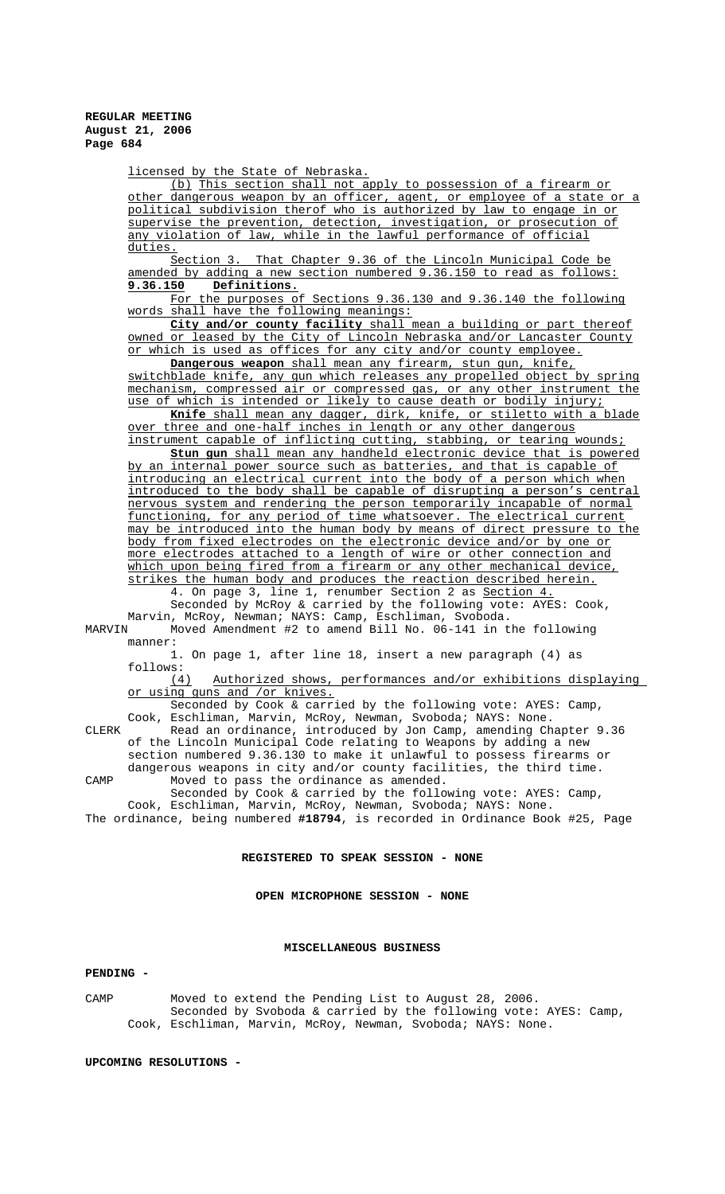licensed by the State of Nebraska.

(b) This section shall not apply to possession of a firearm or other dangerous weapon by an officer, agent, or employee of a state or a political subdivision therof who is authorized by law to engage in or supervise the prevention, detection, investigation, or prosecution of any violation of law, while in the lawful performance of official duties.

Section 3. That Chapter 9.36 of the Lincoln Municipal Code be amended by adding a new section numbered 9.36.150 to read as follows:

**9.36.150 Definitions.**

For the purposes of Sections 9.36.130 and 9.36.140 the following words shall have the following meanings:

**City and/or county facility** shall mean a building or part thereof owned or leased by the City of Lincoln Nebraska and/or Lancaster County or which is used as offices for any city and/or county employee.

**Dangerous weapon** shall mean any firearm, stun gun, knife, switchblade knife, any gun which releases any propelled object by spring mechanism, compressed air or compressed gas, or any other instrument the use of which is intended or likely to cause death or bodily injury;

**Knife** shall mean any dagger, dirk, knife, or stiletto with a blade over three and one-half inches in length or any other dangerous instrument capable of inflicting cutting, stabbing, or tearing wounds;

**Stun gun** shall mean any handheld electronic device that is powered by an internal power source such as batteries, and that is capable of introducing an electrical current into the body of a person which when introduced to the body shall be capable of disrupting a person's central nervous system and rendering the person temporarily incapable of normal functioning, for any period of time whatsoever. The electrical current may be introduced into the human body by means of direct pressure to the body from fixed electrodes on the electronic device and/or by one or more electrodes attached to a length of wire or other connection and which upon being fired from a firearm or any other mechanical device, strikes the human body and produces the reaction described herein.

4. On page 3, line 1, renumber Section 2 as Section 4.

Seconded by McRoy & carried by the following vote: AYES: Cook, Marvin, McRoy, Newman; NAYS: Camp, Eschliman, Svoboda.

MARVIN Moved Amendment #2 to amend Bill No. 06-141 in the following manner:

1. On page 1, after line 18, insert a new paragraph (4) as follows:

(4) Authorized shows, performances and/or exhibitions displaying or using guns and /or knives.

Seconded by Cook & carried by the following vote: AYES: Camp, Cook, Eschliman, Marvin, McRoy, Newman, Svoboda; NAYS: None.

CLERK Read an ordinance, introduced by Jon Camp, amending Chapter 9.36 of the Lincoln Municipal Code relating to Weapons by adding a new section numbered 9.36.130 to make it unlawful to possess firearms or dangerous weapons in city and/or county facilities, the third time.

CAMP Moved to pass the ordinance as amended.

Seconded by Cook & carried by the following vote: AYES: Camp, Cook, Eschliman, Marvin, McRoy, Newman, Svoboda; NAYS: None.

The ordinance, being numbered **#18794**, is recorded in Ordinance Book #25, Page

## REGISTERED TO SPEAK SESSION - NONE

## OPEN MICROPHONE SESSION - NONE

## MISCELLANEOUS BUSINESS

**PENDING -**

CAMP Moved to extend the Pending List to August 28, 2006.

Seconded by Svoboda & carried by the following vote: AYES: Camp, Cook, Eschliman, Marvin, McRoy, Newman, Svoboda; NAYS: None.

**UPCOMING RESOLUTIONS -**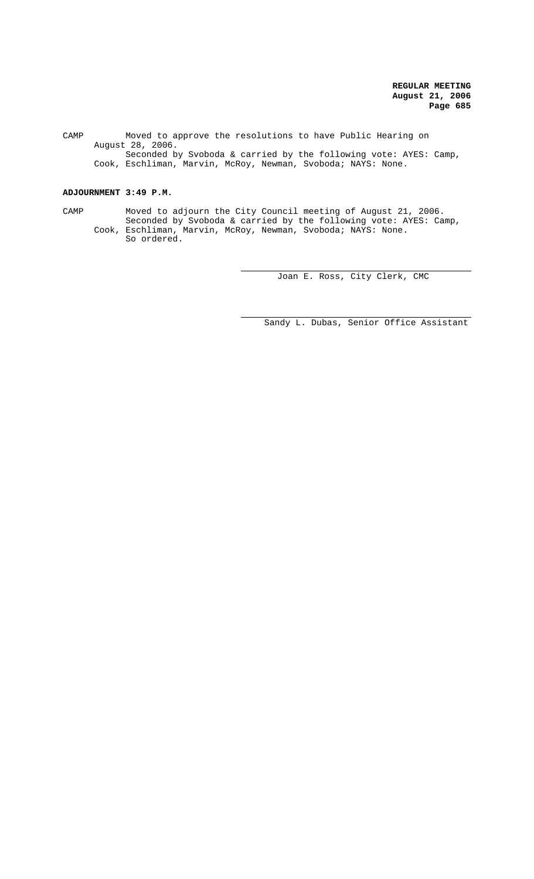CAMP Moved to approve the resolutions to have Public Hearing on August 28, 2006.
Seconded by Svoboda & carried by the following vote: AYES: Camp, Cook, Eschliman, Marvin, McRoy, Newman, Svoboda; NAYS: None.

**ADJOURNMENT 3:49 P.M.**

CAMP Moved to adjourn the City Council meeting of August 21, 2006.
Seconded by Svoboda & carried by the following vote: AYES: Camp, Cook, Eschliman, Marvin, McRoy, Newman, Svoboda; NAYS: None.
So ordered.

Joan E. Ross, City Clerk, CMC

Sandy L. Dubas, Senior Office Assistant